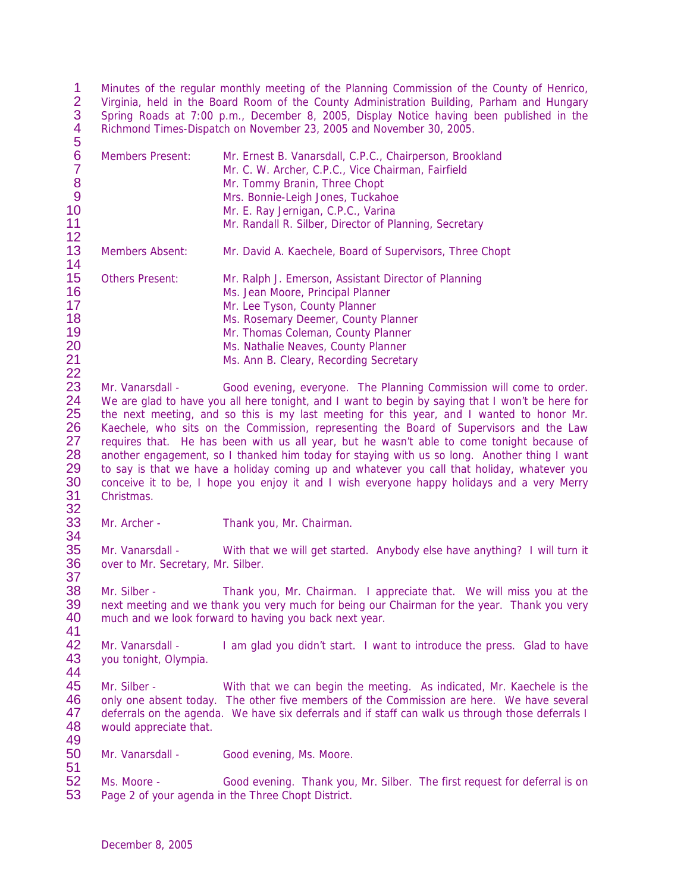Minutes of the regular monthly meeting of the Planning Commission of the County of Henrico, Virginia, held in the Board Room of the County Administration Building, Parham and Hungary Spring Roads at 7:00 p.m., December 8, 2005, Display Notice having been published in the Richmond Times-Dispatch on November 23, 2005 and November 30, 2005.

| | |
|---|---|
| Members Present: | Mr. Ernest B. Vanarsdall, C.P.C., Chairperson, Brookland |
| | Mr. C. W. Archer, C.P.C., Vice Chairman, Fairfield |
| | Mr. Tommy Branin, Three Chopt |
| | Mrs. Bonnie-Leigh Jones, Tuckahoe |
| | Mr. E. Ray Jernigan, C.P.C., Varina |
| | Mr. Randall R. Silber, Director of Planning, Secretary |
| Members Absent: | Mr. David A. Kaechele, Board of Supervisors, Three Chopt |
| Others Present: | Mr. Ralph J. Emerson, Assistant Director of Planning |
| | Ms. Jean Moore, Principal Planner |
| | Mr. Lee Tyson, County Planner |
| | Ms. Rosemary Deemer, County Planner |
| | Mr. Thomas Coleman, County Planner |
| | Ms. Nathalie Neaves, County Planner |
| | Ms. Ann B. Cleary, Recording Secretary |

Mr. Vanarsdall - Good evening, everyone. The Planning Commission will come to order. We are glad to have you all here tonight, and I want to begin by saying that I won't be here for the next meeting, and so this is my last meeting for this year, and I wanted to honor Mr. Kaechele, who sits on the Commission, representing the Board of Supervisors and the Law requires that. He has been with us all year, but he wasn't able to come tonight because of another engagement, so I thanked him today for staying with us so long. Another thing I want to say is that we have a holiday coming up and whatever you call that holiday, whatever you conceive it to be, I hope you enjoy it and I wish everyone happy holidays and a very Merry Christmas.

Mr. Archer - Thank you, Mr. Chairman.

Mr. Vanarsdall - With that we will get started. Anybody else have anything? I will turn it over to Mr. Secretary, Mr. Silber.

Mr. Silber - Thank you, Mr. Chairman. I appreciate that. We will miss you at the next meeting and we thank you very much for being our Chairman for the year. Thank you very much and we look forward to having you back next year.

Mr. Vanarsdall - I am glad you didn't start. I want to introduce the press. Glad to have you tonight, Olympia.

Mr. Silber - With that we can begin the meeting. As indicated, Mr. Kaechele is the only one absent today. The other five members of the Commission are here. We have several deferrals on the agenda. We have six deferrals and if staff can walk us through those deferrals I would appreciate that.

Mr. Vanarsdall - Good evening, Ms. Moore.

Ms. Moore - Good evening. Thank you, Mr. Silber. The first request for deferral is on Page 2 of your agenda in the Three Chopt District.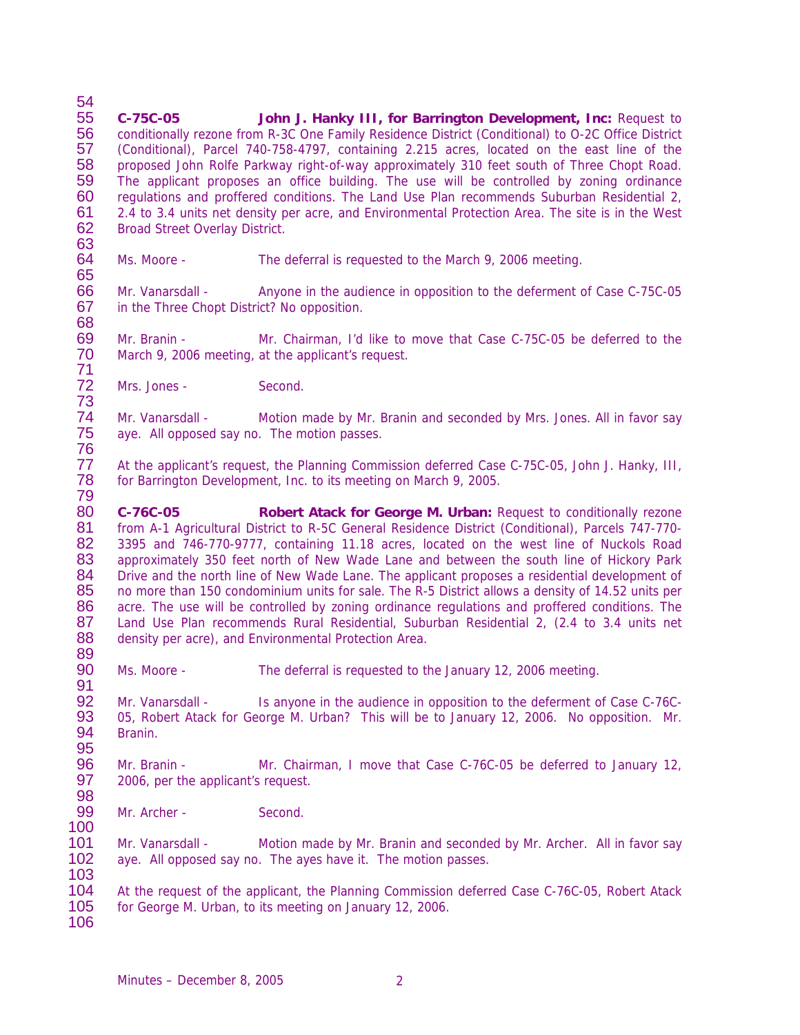**C-75C-05** **John J. Hanky III, for Barrington Development, Inc:** Request to conditionally rezone from R-3C One Family Residence District (Conditional) to O-2C Office District (Conditional), Parcel 740-758-4797, containing 2.215 acres, located on the east line of the proposed John Rolfe Parkway right-of-way approximately 310 feet south of Three Chopt Road. The applicant proposes an office building. The use will be controlled by zoning ordinance regulations and proffered conditions. The Land Use Plan recommends Suburban Residential 2, 2.4 to 3.4 units net density per acre, and Environmental Protection Area. The site is in the West Broad Street Overlay District.

Ms. Moore - The deferral is requested to the March 9, 2006 meeting.

Mr. Vanarsdall - Anyone in the audience in opposition to the deferment of Case C-75C-05 in the Three Chopt District? No opposition.

Mr. Branin - Mr. Chairman, I'd like to move that Case C-75C-05 be deferred to the March 9, 2006 meeting, at the applicant's request.

Mrs. Jones - Second.

Mr. Vanarsdall - Motion made by Mr. Branin and seconded by Mrs. Jones. All in favor say aye. All opposed say no. The motion passes.

At the applicant's request, the Planning Commission deferred Case C-75C-05, John J. Hanky, III, for Barrington Development, Inc. to its meeting on March 9, 2005.

**C-76C-05** **Robert Atack for George M. Urban:** Request to conditionally rezone from A-1 Agricultural District to R-5C General Residence District (Conditional), Parcels 747-770-3395 and 746-770-9777, containing 11.18 acres, located on the west line of Nuckols Road approximately 350 feet north of New Wade Lane and between the south line of Hickory Park Drive and the north line of New Wade Lane. The applicant proposes a residential development of no more than 150 condominium units for sale. The R-5 District allows a density of 14.52 units per acre. The use will be controlled by zoning ordinance regulations and proffered conditions. The Land Use Plan recommends Rural Residential, Suburban Residential 2, (2.4 to 3.4 units net density per acre), and Environmental Protection Area.

Ms. Moore - The deferral is requested to the January 12, 2006 meeting.

Mr. Vanarsdall - Is anyone in the audience in opposition to the deferment of Case C-76C-05, Robert Atack for George M. Urban? This will be to January 12, 2006. No opposition. Mr. Branin.

Mr. Branin - Mr. Chairman, I move that Case C-76C-05 be deferred to January 12, 2006, per the applicant's request.

Mr. Archer - Second.

Mr. Vanarsdall - Motion made by Mr. Branin and seconded by Mr. Archer. All in favor say aye. All opposed say no. The ayes have it. The motion passes.

At the request of the applicant, the Planning Commission deferred Case C-76C-05, Robert Atack for George M. Urban, to its meeting on January 12, 2006.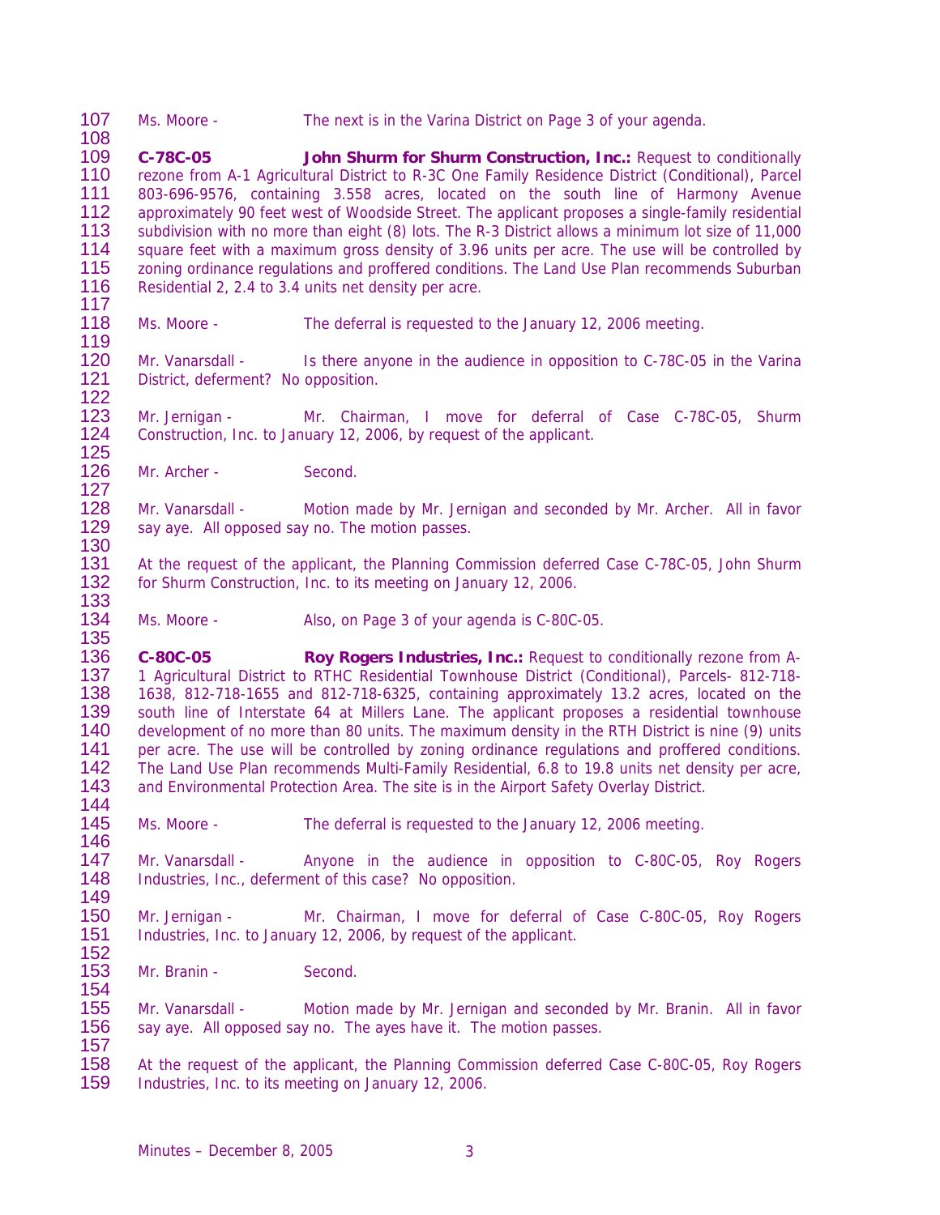Ms. Moore - The next is in the Varina District on Page 3 of your agenda.

**C-78C-05** **John Shurm for Shurm Construction, Inc.:** Request to conditionally rezone from A-1 Agricultural District to R-3C One Family Residence District (Conditional), Parcel 803-696-9576, containing 3.558 acres, located on the south line of Harmony Avenue approximately 90 feet west of Woodside Street. The applicant proposes a single-family residential subdivision with no more than eight (8) lots. The R-3 District allows a minimum lot size of 11,000 square feet with a maximum gross density of 3.96 units per acre. The use will be controlled by zoning ordinance regulations and proffered conditions. The Land Use Plan recommends Suburban Residential 2, 2.4 to 3.4 units net density per acre.

Ms. Moore - The deferral is requested to the January 12, 2006 meeting.

Mr. Vanarsdall - Is there anyone in the audience in opposition to C-78C-05 in the Varina District, deferment? No opposition.

Mr. Jernigan - Mr. Chairman, I move for deferral of Case C-78C-05, Shurm Construction, Inc. to January 12, 2006, by request of the applicant.

Mr. Archer - Second.

Mr. Vanarsdall - Motion made by Mr. Jernigan and seconded by Mr. Archer. All in favor say aye. All opposed say no. The motion passes.

At the request of the applicant, the Planning Commission deferred Case C-78C-05, John Shurm for Shurm Construction, Inc. to its meeting on January 12, 2006.

Ms. Moore - Also, on Page 3 of your agenda is C-80C-05.

**C-80C-05** **Roy Rogers Industries, Inc.:** Request to conditionally rezone from A-1 Agricultural District to RTHC Residential Townhouse District (Conditional), Parcels- 812-718-1638, 812-718-1655 and 812-718-6325, containing approximately 13.2 acres, located on the south line of Interstate 64 at Millers Lane. The applicant proposes a residential townhouse development of no more than 80 units. The maximum density in the RTH District is nine (9) units per acre. The use will be controlled by zoning ordinance regulations and proffered conditions. The Land Use Plan recommends Multi-Family Residential, 6.8 to 19.8 units net density per acre, and Environmental Protection Area. The site is in the Airport Safety Overlay District.

Ms. Moore - The deferral is requested to the January 12, 2006 meeting.

Mr. Vanarsdall - Anyone in the audience in opposition to C-80C-05, Roy Rogers Industries, Inc., deferment of this case? No opposition.

Mr. Jernigan - Mr. Chairman, I move for deferral of Case C-80C-05, Roy Rogers Industries, Inc. to January 12, 2006, by request of the applicant.

Mr. Branin - Second.

Mr. Vanarsdall - Motion made by Mr. Jernigan and seconded by Mr. Branin. All in favor say aye. All opposed say no. The ayes have it. The motion passes.

At the request of the applicant, the Planning Commission deferred Case C-80C-05, Roy Rogers Industries, Inc. to its meeting on January 12, 2006.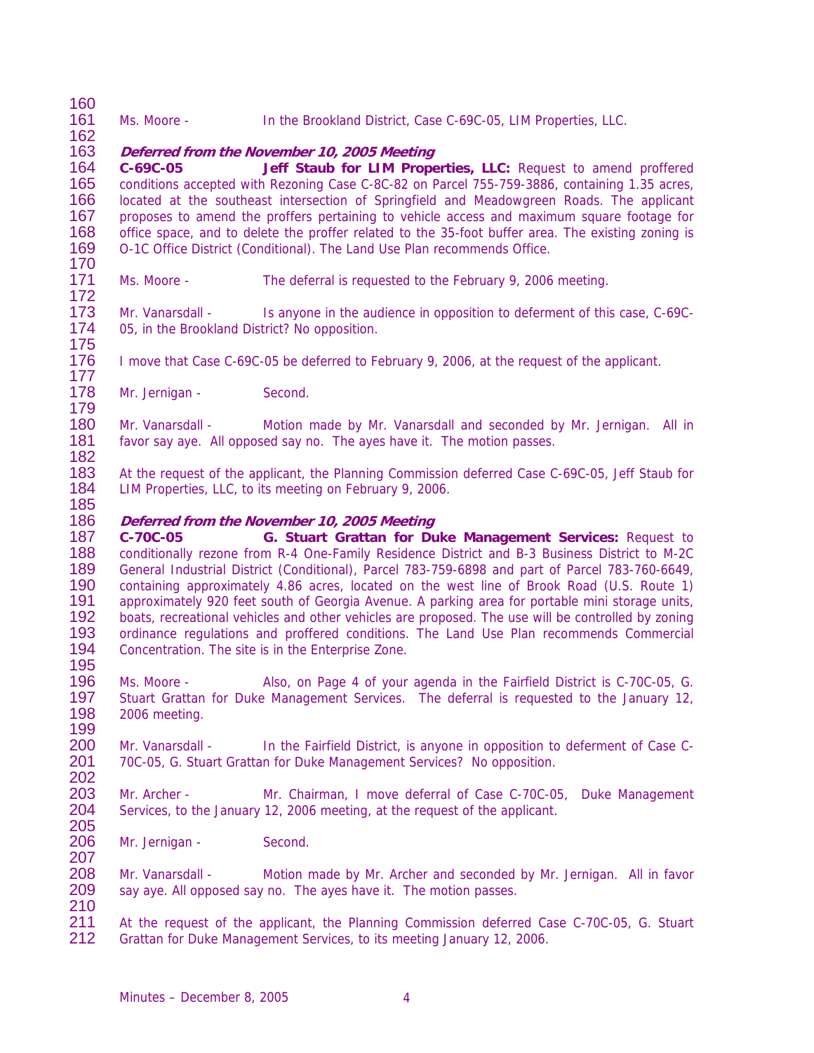Ms. Moore - In the Brookland District, Case C-69C-05, LIM Properties, LLC.

***Deferred from the November 10, 2005 Meeting***

**C-69C-05 Jeff Staub for LIM Properties, LLC:** Request to amend proffered conditions accepted with Rezoning Case C-8C-82 on Parcel 755-759-3886, containing 1.35 acres, located at the southeast intersection of Springfield and Meadowgreen Roads. The applicant proposes to amend the proffers pertaining to vehicle access and maximum square footage for office space, and to delete the proffer related to the 35-foot buffer area. The existing zoning is O-1C Office District (Conditional). The Land Use Plan recommends Office.

Ms. Moore - The deferral is requested to the February 9, 2006 meeting.

Mr. Vanarsdall - Is anyone in the audience in opposition to deferment of this case, C-69C-05, in the Brookland District? No opposition.

I move that Case C-69C-05 be deferred to February 9, 2006, at the request of the applicant.

Mr. Jernigan - Second.

Mr. Vanarsdall - Motion made by Mr. Vanarsdall and seconded by Mr. Jernigan. All in favor say aye. All opposed say no. The ayes have it. The motion passes.

At the request of the applicant, the Planning Commission deferred Case C-69C-05, Jeff Staub for LIM Properties, LLC, to its meeting on February 9, 2006.

***Deferred from the November 10, 2005 Meeting***

**C-70C-05 G. Stuart Grattan for Duke Management Services:** Request to conditionally rezone from R-4 One-Family Residence District and B-3 Business District to M-2C General Industrial District (Conditional), Parcel 783-759-6898 and part of Parcel 783-760-6649, containing approximately 4.86 acres, located on the west line of Brook Road (U.S. Route 1) approximately 920 feet south of Georgia Avenue. A parking area for portable mini storage units, boats, recreational vehicles and other vehicles are proposed. The use will be controlled by zoning ordinance regulations and proffered conditions. The Land Use Plan recommends Commercial Concentration. The site is in the Enterprise Zone.

Ms. Moore - Also, on Page 4 of your agenda in the Fairfield District is C-70C-05, G. Stuart Grattan for Duke Management Services. The deferral is requested to the January 12, 2006 meeting.

Mr. Vanarsdall - In the Fairfield District, is anyone in opposition to deferment of Case C-70C-05, G. Stuart Grattan for Duke Management Services? No opposition.

Mr. Archer - Mr. Chairman, I move deferral of Case C-70C-05, Duke Management Services, to the January 12, 2006 meeting, at the request of the applicant.

Mr. Jernigan - Second.

Mr. Vanarsdall - Motion made by Mr. Archer and seconded by Mr. Jernigan. All in favor say aye. All opposed say no. The ayes have it. The motion passes.

At the request of the applicant, the Planning Commission deferred Case C-70C-05, G. Stuart Grattan for Duke Management Services, to its meeting January 12, 2006.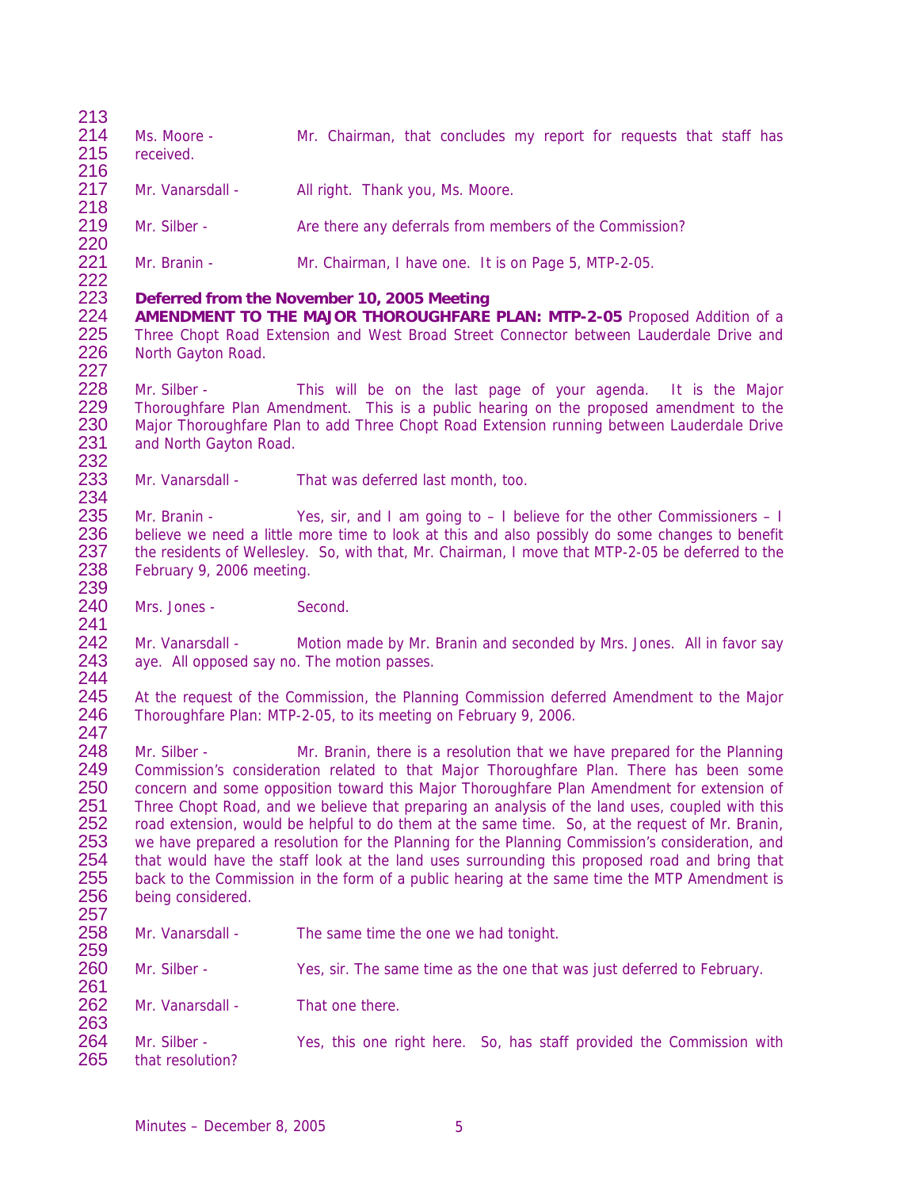Ms. Moore - Mr. Chairman, that concludes my report for requests that staff has received.

Mr. Vanarsdall - All right. Thank you, Ms. Moore.

Mr. Silber - Are there any deferrals from members of the Commission?

Mr. Branin - Mr. Chairman, I have one. It is on Page 5, MTP-2-05.

**Deferred from the November 10, 2005 Meeting**
**AMENDMENT TO THE MAJOR THOROUGHFARE PLAN: MTP-2-05** Proposed Addition of a Three Chopt Road Extension and West Broad Street Connector between Lauderdale Drive and North Gayton Road.

Mr. Silber - This will be on the last page of your agenda. It is the Major Thoroughfare Plan Amendment. This is a public hearing on the proposed amendment to the Major Thoroughfare Plan to add Three Chopt Road Extension running between Lauderdale Drive and North Gayton Road.

Mr. Vanarsdall - That was deferred last month, too.

Mr. Branin - Yes, sir, and I am going to – I believe for the other Commissioners – I believe we need a little more time to look at this and also possibly do some changes to benefit the residents of Wellesley. So, with that, Mr. Chairman, I move that MTP-2-05 be deferred to the February 9, 2006 meeting.

Mrs. Jones - Second.

Mr. Vanarsdall - Motion made by Mr. Branin and seconded by Mrs. Jones. All in favor say aye. All opposed say no. The motion passes.

At the request of the Commission, the Planning Commission deferred Amendment to the Major Thoroughfare Plan: MTP-2-05, to its meeting on February 9, 2006.

Mr. Silber - Mr. Branin, there is a resolution that we have prepared for the Planning Commission's consideration related to that Major Thoroughfare Plan. There has been some concern and some opposition toward this Major Thoroughfare Plan Amendment for extension of Three Chopt Road, and we believe that preparing an analysis of the land uses, coupled with this road extension, would be helpful to do them at the same time. So, at the request of Mr. Branin, we have prepared a resolution for the Planning for the Planning Commission's consideration, and that would have the staff look at the land uses surrounding this proposed road and bring that back to the Commission in the form of a public hearing at the same time the MTP Amendment is being considered.

Mr. Vanarsdall - The same time the one we had tonight.

Mr. Silber - Yes, sir. The same time as the one that was just deferred to February.

Mr. Vanarsdall - That one there.

Mr. Silber - Yes, this one right here. So, has staff provided the Commission with that resolution?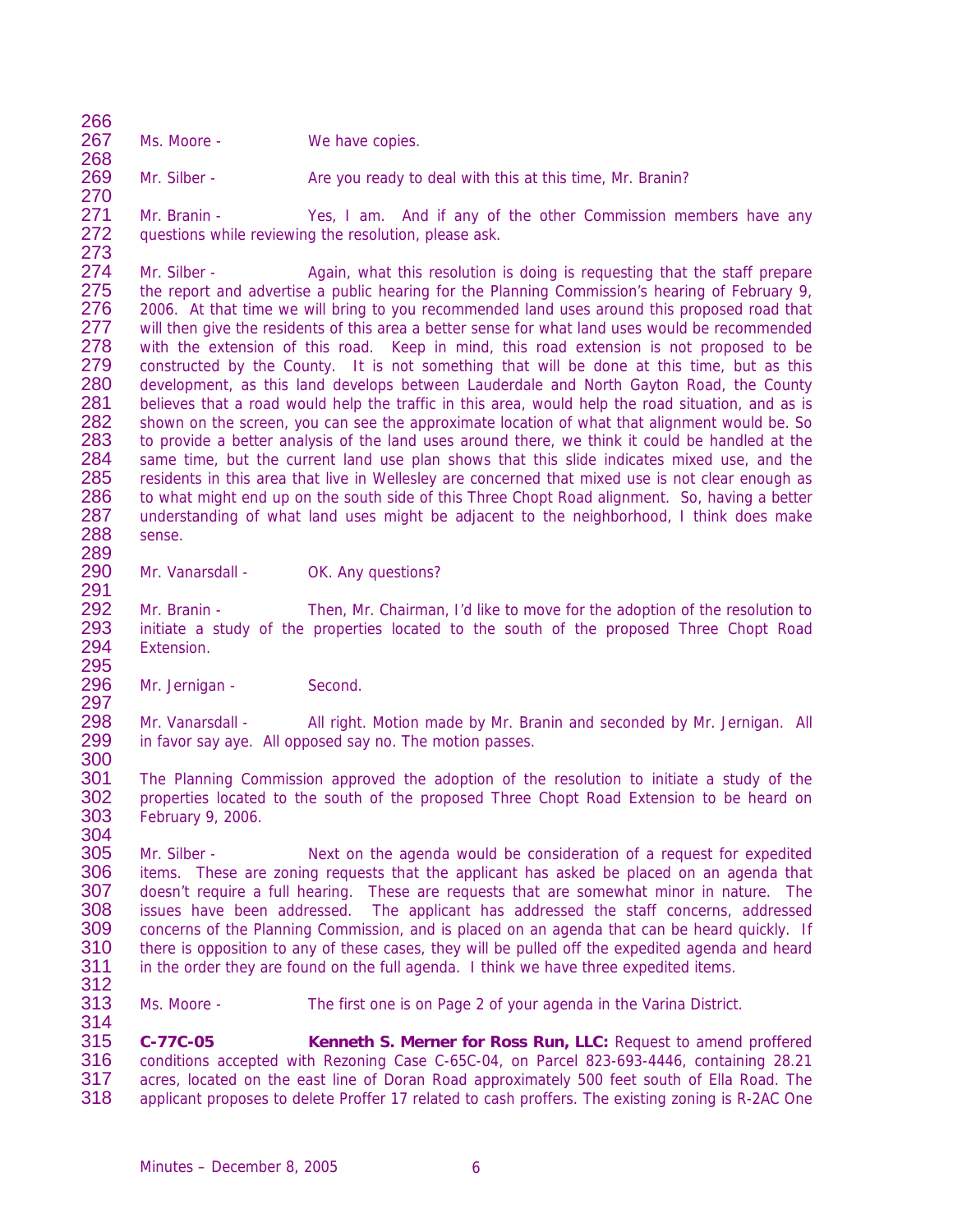Ms. Moore - We have copies.

Mr. Silber - Are you ready to deal with this at this time, Mr. Branin?

Mr. Branin - Yes, I am. And if any of the other Commission members have any questions while reviewing the resolution, please ask.

Mr. Silber - Again, what this resolution is doing is requesting that the staff prepare the report and advertise a public hearing for the Planning Commission's hearing of February 9, 2006. At that time we will bring to you recommended land uses around this proposed road that will then give the residents of this area a better sense for what land uses would be recommended with the extension of this road. Keep in mind, this road extension is not proposed to be constructed by the County. It is not something that will be done at this time, but as this development, as this land develops between Lauderdale and North Gayton Road, the County believes that a road would help the traffic in this area, would help the road situation, and as is shown on the screen, you can see the approximate location of what that alignment would be. So to provide a better analysis of the land uses around there, we think it could be handled at the same time, but the current land use plan shows that this slide indicates mixed use, and the residents in this area that live in Wellesley are concerned that mixed use is not clear enough as to what might end up on the south side of this Three Chopt Road alignment. So, having a better understanding of what land uses might be adjacent to the neighborhood, I think does make sense.

Mr. Vanarsdall - OK. Any questions?

Mr. Branin - Then, Mr. Chairman, I'd like to move for the adoption of the resolution to initiate a study of the properties located to the south of the proposed Three Chopt Road Extension.

Mr. Jernigan - Second.

Mr. Vanarsdall - All right. Motion made by Mr. Branin and seconded by Mr. Jernigan. All in favor say aye. All opposed say no. The motion passes.

The Planning Commission approved the adoption of the resolution to initiate a study of the properties located to the south of the proposed Three Chopt Road Extension to be heard on February 9, 2006.

Mr. Silber - Next on the agenda would be consideration of a request for expedited items. These are zoning requests that the applicant has asked be placed on an agenda that doesn't require a full hearing. These are requests that are somewhat minor in nature. The issues have been addressed. The applicant has addressed the staff concerns, addressed concerns of the Planning Commission, and is placed on an agenda that can be heard quickly. If there is opposition to any of these cases, they will be pulled off the expedited agenda and heard in the order they are found on the full agenda. I think we have three expedited items.

Ms. Moore - The first one is on Page 2 of your agenda in the Varina District.

**C-77C-05 Kenneth S. Merner for Ross Run, LLC:** Request to amend proffered conditions accepted with Rezoning Case C-65C-04, on Parcel 823-693-4446, containing 28.21 acres, located on the east line of Doran Road approximately 500 feet south of Ella Road. The applicant proposes to delete Proffer 17 related to cash proffers. The existing zoning is R-2AC One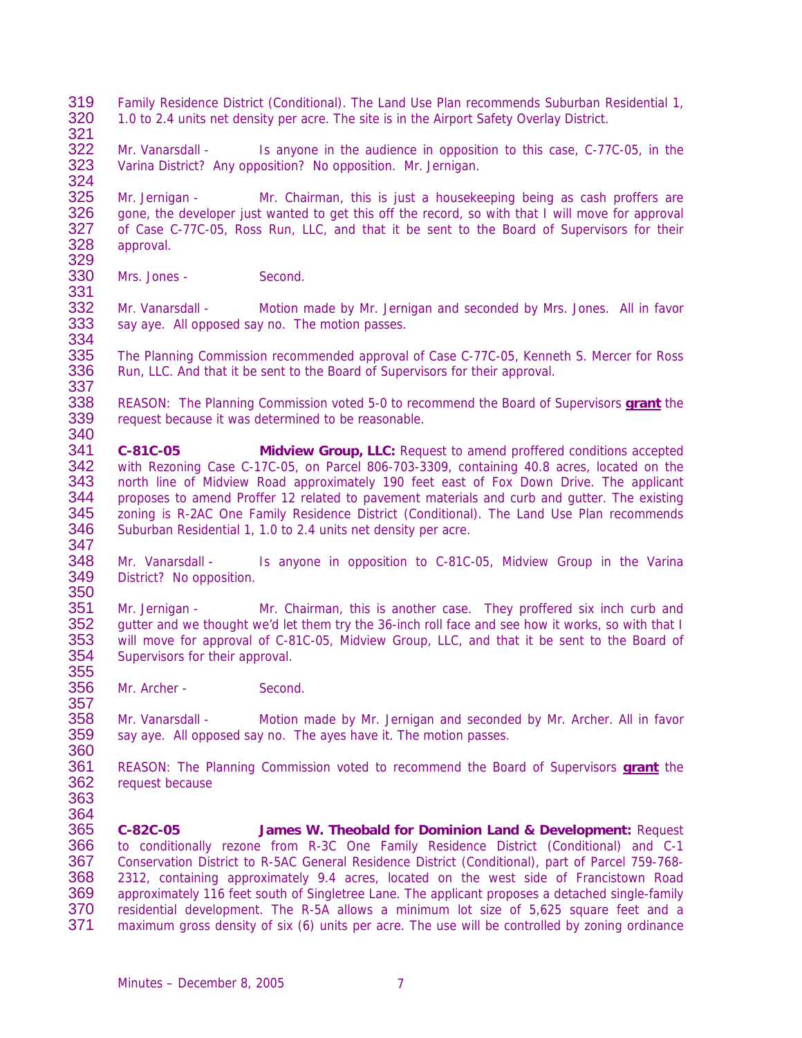Family Residence District (Conditional). The Land Use Plan recommends Suburban Residential 1, 1.0 to 2.4 units net density per acre. The site is in the Airport Safety Overlay District.

Mr. Vanarsdall - Is anyone in the audience in opposition to this case, C-77C-05, in the Varina District? Any opposition? No opposition. Mr. Jernigan.

Mr. Jernigan - Mr. Chairman, this is just a housekeeping being as cash proffers are gone, the developer just wanted to get this off the record, so with that I will move for approval of Case C-77C-05, Ross Run, LLC, and that it be sent to the Board of Supervisors for their approval.

Mrs. Jones - Second.

Mr. Vanarsdall - Motion made by Mr. Jernigan and seconded by Mrs. Jones. All in favor say aye. All opposed say no. The motion passes.

The Planning Commission recommended approval of Case C-77C-05, Kenneth S. Mercer for Ross Run, LLC. And that it be sent to the Board of Supervisors for their approval.

REASON: The Planning Commission voted 5-0 to recommend the Board of Supervisors **grant** the request because it was determined to be reasonable.

**C-81C-05 Midview Group, LLC:** Request to amend proffered conditions accepted with Rezoning Case C-17C-05, on Parcel 806-703-3309, containing 40.8 acres, located on the north line of Midview Road approximately 190 feet east of Fox Down Drive. The applicant proposes to amend Proffer 12 related to pavement materials and curb and gutter. The existing zoning is R-2AC One Family Residence District (Conditional). The Land Use Plan recommends Suburban Residential 1, 1.0 to 2.4 units net density per acre.

Mr. Vanarsdall - Is anyone in opposition to C-81C-05, Midview Group in the Varina District? No opposition.

Mr. Jernigan - Mr. Chairman, this is another case. They proffered six inch curb and gutter and we thought we'd let them try the 36-inch roll face and see how it works, so with that I will move for approval of C-81C-05, Midview Group, LLC, and that it be sent to the Board of Supervisors for their approval.

Mr. Archer - Second.

Mr. Vanarsdall - Motion made by Mr. Jernigan and seconded by Mr. Archer. All in favor say aye. All opposed say no. The ayes have it. The motion passes.

REASON: The Planning Commission voted to recommend the Board of Supervisors **grant** the request because

**C-82C-05 James W. Theobald for Dominion Land & Development:** Request to conditionally rezone from R-3C One Family Residence District (Conditional) and C-1 Conservation District to R-5AC General Residence District (Conditional), part of Parcel 759-768-2312, containing approximately 9.4 acres, located on the west side of Francistown Road approximately 116 feet south of Singletree Lane. The applicant proposes a detached single-family residential development. The R-5A allows a minimum lot size of 5,625 square feet and a maximum gross density of six (6) units per acre. The use will be controlled by zoning ordinance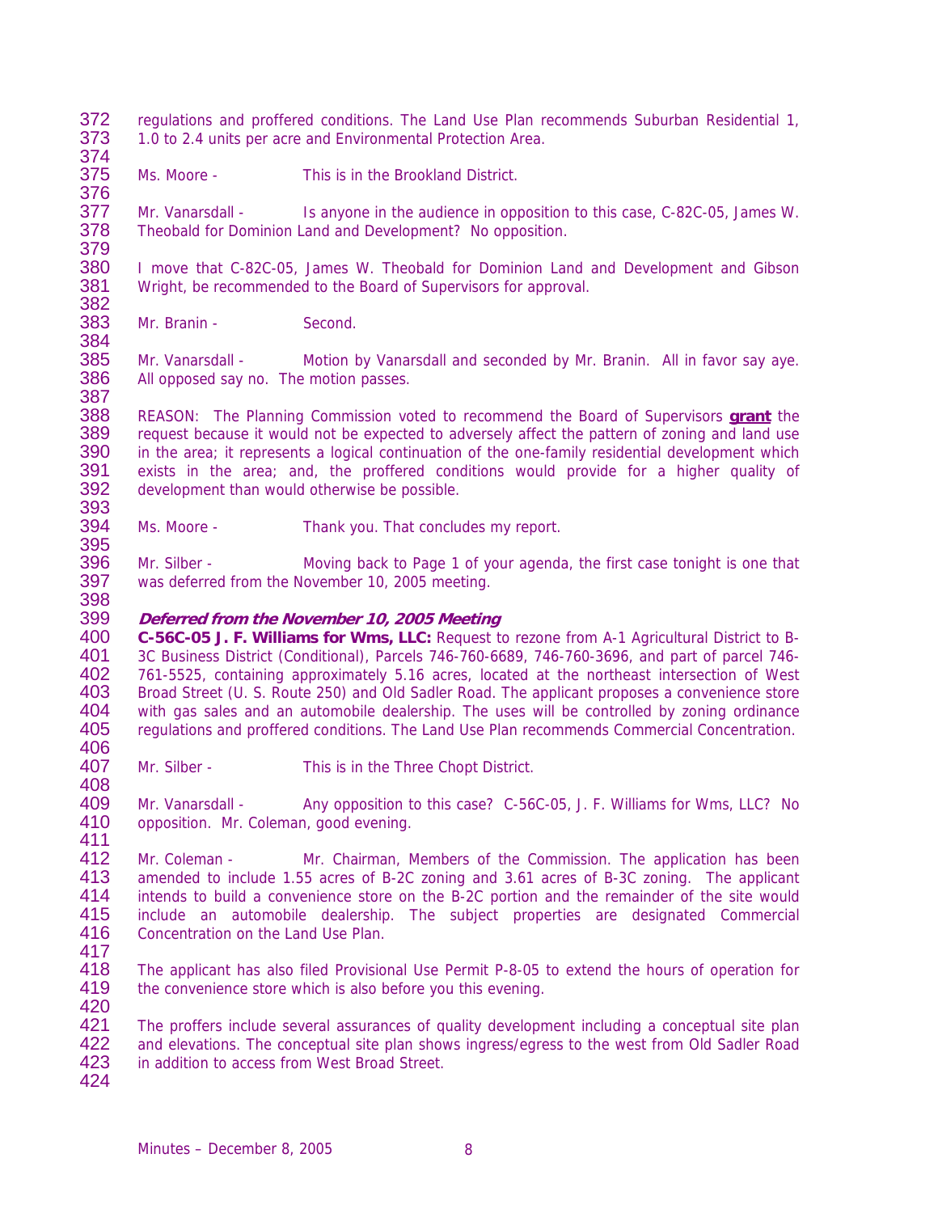regulations and proffered conditions. The Land Use Plan recommends Suburban Residential 1, 1.0 to 2.4 units per acre and Environmental Protection Area.

Ms. Moore - This is in the Brookland District.

Mr. Vanarsdall - Is anyone in the audience in opposition to this case, C-82C-05, James W. Theobald for Dominion Land and Development? No opposition.

I move that C-82C-05, James W. Theobald for Dominion Land and Development and Gibson Wright, be recommended to the Board of Supervisors for approval.

Mr. Branin - Second.

Mr. Vanarsdall - Motion by Vanarsdall and seconded by Mr. Branin. All in favor say aye. All opposed say no. The motion passes.

REASON: The Planning Commission voted to recommend the Board of Supervisors **grant** the request because it would not be expected to adversely affect the pattern of zoning and land use in the area; it represents a logical continuation of the one-family residential development which exists in the area; and, the proffered conditions would provide for a higher quality of development than would otherwise be possible.

Ms. Moore - Thank you. That concludes my report.

Mr. Silber - Moving back to Page 1 of your agenda, the first case tonight is one that was deferred from the November 10, 2005 meeting.

***Deferred from the November 10, 2005 Meeting***

**C-56C-05 J. F. Williams for Wms, LLC:** Request to rezone from A-1 Agricultural District to B-3C Business District (Conditional), Parcels 746-760-6689, 746-760-3696, and part of parcel 746-761-5525, containing approximately 5.16 acres, located at the northeast intersection of West Broad Street (U. S. Route 250) and Old Sadler Road. The applicant proposes a convenience store with gas sales and an automobile dealership. The uses will be controlled by zoning ordinance regulations and proffered conditions. The Land Use Plan recommends Commercial Concentration.

Mr. Silber - This is in the Three Chopt District.

Mr. Vanarsdall - Any opposition to this case? C-56C-05, J. F. Williams for Wms, LLC? No opposition. Mr. Coleman, good evening.

Mr. Coleman - Mr. Chairman, Members of the Commission. The application has been amended to include 1.55 acres of B-2C zoning and 3.61 acres of B-3C zoning. The applicant intends to build a convenience store on the B-2C portion and the remainder of the site would include an automobile dealership. The subject properties are designated Commercial Concentration on the Land Use Plan.

The applicant has also filed Provisional Use Permit P-8-05 to extend the hours of operation for the convenience store which is also before you this evening.

The proffers include several assurances of quality development including a conceptual site plan and elevations. The conceptual site plan shows ingress/egress to the west from Old Sadler Road in addition to access from West Broad Street.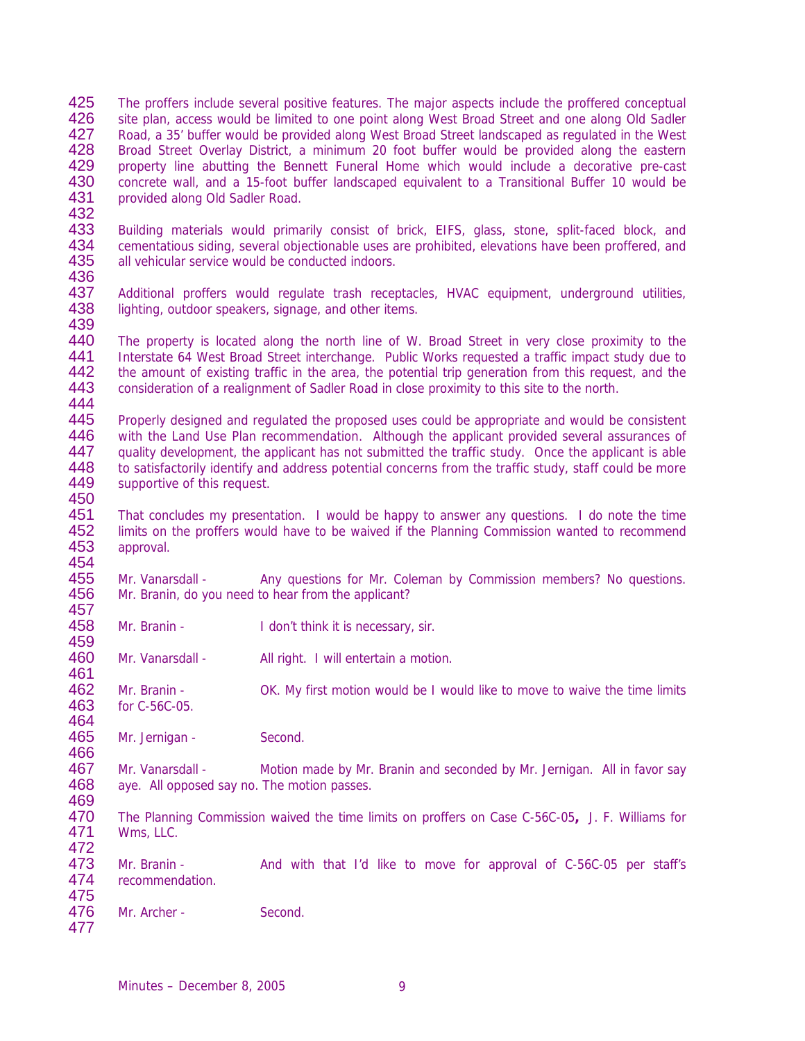The proffers include several positive features. The major aspects include the proffered conceptual site plan, access would be limited to one point along West Broad Street and one along Old Sadler Road, a 35' buffer would be provided along West Broad Street landscaped as regulated in the West Broad Street Overlay District, a minimum 20 foot buffer would be provided along the eastern property line abutting the Bennett Funeral Home which would include a decorative pre-cast concrete wall, and a 15-foot buffer landscaped equivalent to a Transitional Buffer 10 would be provided along Old Sadler Road.

Building materials would primarily consist of brick, EIFS, glass, stone, split-faced block, and cementatious siding, several objectionable uses are prohibited, elevations have been proffered, and all vehicular service would be conducted indoors.

Additional proffers would regulate trash receptacles, HVAC equipment, underground utilities, lighting, outdoor speakers, signage, and other items.

The property is located along the north line of W. Broad Street in very close proximity to the Interstate 64 West Broad Street interchange. Public Works requested a traffic impact study due to the amount of existing traffic in the area, the potential trip generation from this request, and the consideration of a realignment of Sadler Road in close proximity to this site to the north.

Properly designed and regulated the proposed uses could be appropriate and would be consistent with the Land Use Plan recommendation. Although the applicant provided several assurances of quality development, the applicant has not submitted the traffic study. Once the applicant is able to satisfactorily identify and address potential concerns from the traffic study, staff could be more supportive of this request.

That concludes my presentation. I would be happy to answer any questions. I do note the time limits on the proffers would have to be waived if the Planning Commission wanted to recommend approval.

Mr. Vanarsdall - Any questions for Mr. Coleman by Commission members? No questions. Mr. Branin, do you need to hear from the applicant?

Mr. Branin - I don't think it is necessary, sir.

Mr. Vanarsdall - All right. I will entertain a motion.

Mr. Branin - OK. My first motion would be I would like to move to waive the time limits for C-56C-05.

Mr. Jernigan - Second.

Mr. Vanarsdall - Motion made by Mr. Branin and seconded by Mr. Jernigan. All in favor say aye. All opposed say no. The motion passes.

The Planning Commission waived the time limits on proffers on Case C-56C-05**,** J. F. Williams for Wms, LLC.

Mr. Branin - And with that I'd like to move for approval of C-56C-05 per staff's recommendation.

Mr. Archer - Second.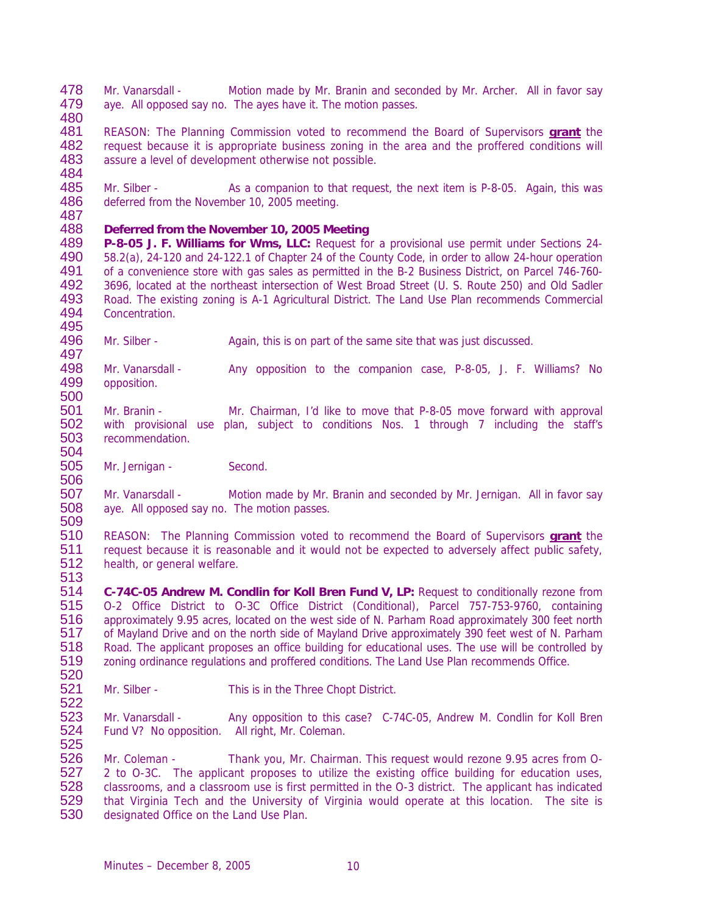Mr. Vanarsdall - Motion made by Mr. Branin and seconded by Mr. Archer. All in favor say aye. All opposed say no. The ayes have it. The motion passes.

REASON: The Planning Commission voted to recommend the Board of Supervisors **grant** the request because it is appropriate business zoning in the area and the proffered conditions will assure a level of development otherwise not possible.

Mr. Silber - As a companion to that request, the next item is P-8-05. Again, this was deferred from the November 10, 2005 meeting.

**Deferred from the November 10, 2005 Meeting**

**P-8-05 J. F. Williams for Wms, LLC:** Request for a provisional use permit under Sections 24-58.2(a), 24-120 and 24-122.1 of Chapter 24 of the County Code, in order to allow 24-hour operation of a convenience store with gas sales as permitted in the B-2 Business District, on Parcel 746-760-3696, located at the northeast intersection of West Broad Street (U. S. Route 250) and Old Sadler Road. The existing zoning is A-1 Agricultural District. The Land Use Plan recommends Commercial Concentration.

Mr. Silber - Again, this is on part of the same site that was just discussed.

Mr. Vanarsdall - Any opposition to the companion case, P-8-05, J. F. Williams? No opposition.

Mr. Branin - Mr. Chairman, I'd like to move that P-8-05 move forward with approval with provisional use plan, subject to conditions Nos. 1 through 7 including the staff's recommendation.

Mr. Jernigan - Second.

Mr. Vanarsdall - Motion made by Mr. Branin and seconded by Mr. Jernigan. All in favor say aye. All opposed say no. The motion passes.

REASON: The Planning Commission voted to recommend the Board of Supervisors **grant** the request because it is reasonable and it would not be expected to adversely affect public safety, health, or general welfare.

**C-74C-05 Andrew M. Condlin for Koll Bren Fund V, LP:** Request to conditionally rezone from O-2 Office District to O-3C Office District (Conditional), Parcel 757-753-9760, containing approximately 9.95 acres, located on the west side of N. Parham Road approximately 300 feet north of Mayland Drive and on the north side of Mayland Drive approximately 390 feet west of N. Parham Road. The applicant proposes an office building for educational uses. The use will be controlled by zoning ordinance regulations and proffered conditions. The Land Use Plan recommends Office.

Mr. Silber - This is in the Three Chopt District.

Mr. Vanarsdall - Any opposition to this case? C-74C-05, Andrew M. Condlin for Koll Bren Fund V? No opposition. All right, Mr. Coleman.

Mr. Coleman - Thank you, Mr. Chairman. This request would rezone 9.95 acres from O-2 to O-3C. The applicant proposes to utilize the existing office building for education uses, classrooms, and a classroom use is first permitted in the O-3 district. The applicant has indicated that Virginia Tech and the University of Virginia would operate at this location. The site is designated Office on the Land Use Plan.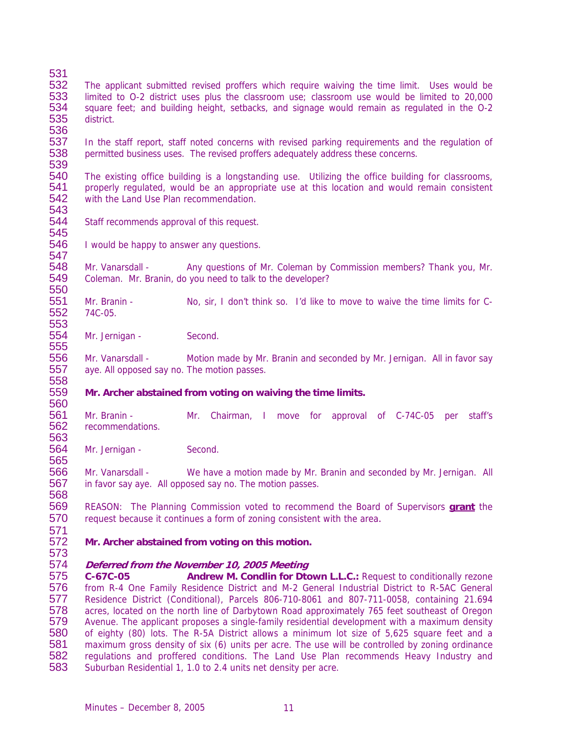The applicant submitted revised proffers which require waiving the time limit. Uses would be limited to O-2 district uses plus the classroom use; classroom use would be limited to 20,000 square feet; and building height, setbacks, and signage would remain as regulated in the O-2 district.

In the staff report, staff noted concerns with revised parking requirements and the regulation of permitted business uses. The revised proffers adequately address these concerns.

The existing office building is a longstanding use. Utilizing the office building for classrooms, properly regulated, would be an appropriate use at this location and would remain consistent with the Land Use Plan recommendation.

Staff recommends approval of this request.

I would be happy to answer any questions.

Mr. Vanarsdall - Any questions of Mr. Coleman by Commission members? Thank you, Mr. Coleman. Mr. Branin, do you need to talk to the developer?

Mr. Branin - No, sir, I don't think so. I'd like to move to waive the time limits for C-74C-05.

Mr. Jernigan - Second.

Mr. Vanarsdall - Motion made by Mr. Branin and seconded by Mr. Jernigan. All in favor say aye. All opposed say no. The motion passes.

**Mr. Archer abstained from voting on waiving the time limits.**

Mr. Branin - Mr. Chairman, I move for approval of C-74C-05 per staff's recommendations.

Mr. Jernigan - Second.

Mr. Vanarsdall - We have a motion made by Mr. Branin and seconded by Mr. Jernigan. All in favor say aye. All opposed say no. The motion passes.

REASON: The Planning Commission voted to recommend the Board of Supervisors **grant** the request because it continues a form of zoning consistent with the area.

**Mr. Archer abstained from voting on this motion.**

***Deferred from the November 10, 2005 Meeting***

**C-67C-05 Andrew M. Condlin for Dtown L.L.C.:** Request to conditionally rezone from R-4 One Family Residence District and M-2 General Industrial District to R-5AC General Residence District (Conditional), Parcels 806-710-8061 and 807-711-0058, containing 21.694 acres, located on the north line of Darbytown Road approximately 765 feet southeast of Oregon Avenue. The applicant proposes a single-family residential development with a maximum density of eighty (80) lots. The R-5A District allows a minimum lot size of 5,625 square feet and a maximum gross density of six (6) units per acre. The use will be controlled by zoning ordinance regulations and proffered conditions. The Land Use Plan recommends Heavy Industry and Suburban Residential 1, 1.0 to 2.4 units net density per acre.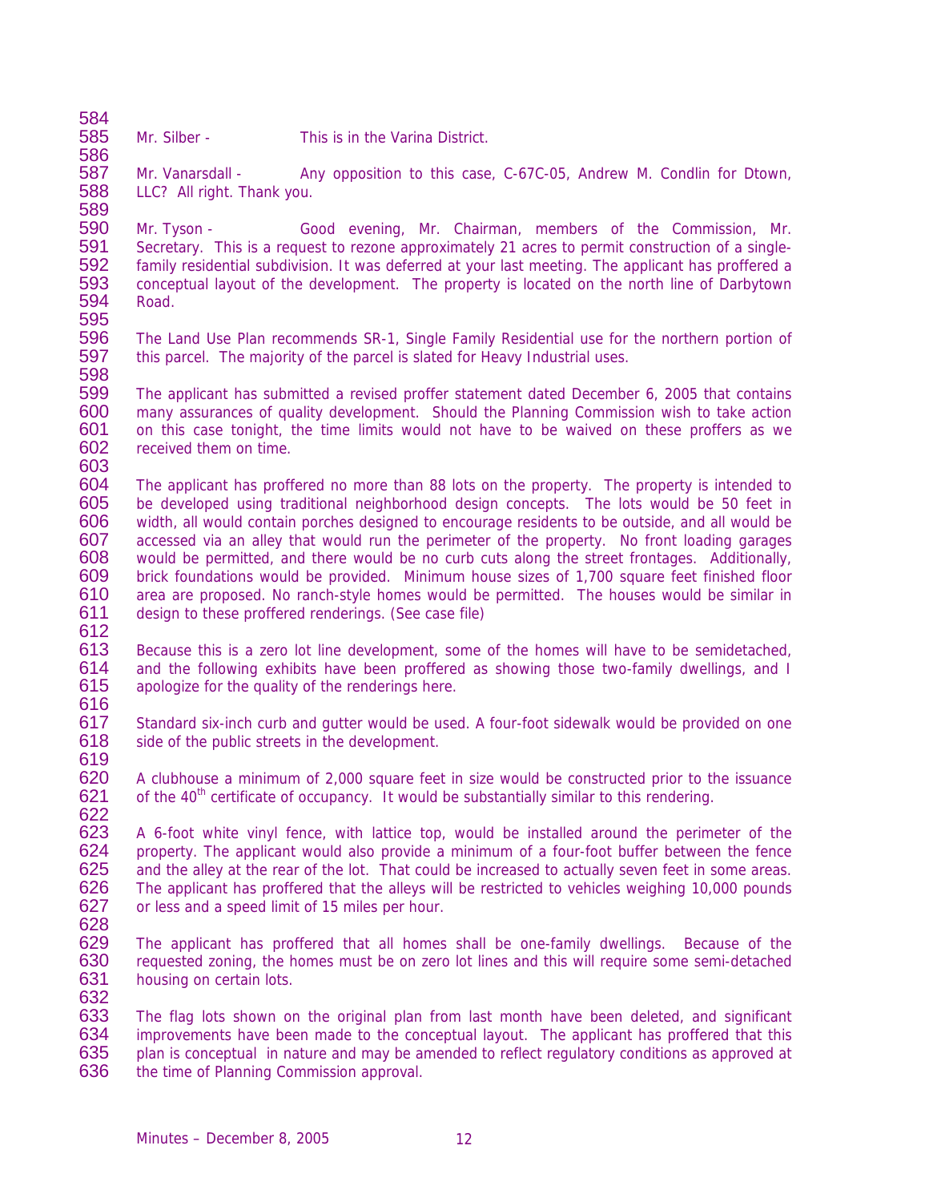Mr. Silber - This is in the Varina District.

Mr. Vanarsdall - Any opposition to this case, C-67C-05, Andrew M. Condlin for Dtown, LLC? All right. Thank you.

Mr. Tyson - Good evening, Mr. Chairman, members of the Commission, Mr. Secretary. This is a request to rezone approximately 21 acres to permit construction of a single-family residential subdivision. It was deferred at your last meeting. The applicant has proffered a conceptual layout of the development. The property is located on the north line of Darbytown Road.

The Land Use Plan recommends SR-1, Single Family Residential use for the northern portion of this parcel. The majority of the parcel is slated for Heavy Industrial uses.

The applicant has submitted a revised proffer statement dated December 6, 2005 that contains many assurances of quality development. Should the Planning Commission wish to take action on this case tonight, the time limits would not have to be waived on these proffers as we received them on time.

The applicant has proffered no more than 88 lots on the property. The property is intended to be developed using traditional neighborhood design concepts. The lots would be 50 feet in width, all would contain porches designed to encourage residents to be outside, and all would be accessed via an alley that would run the perimeter of the property. No front loading garages would be permitted, and there would be no curb cuts along the street frontages. Additionally, brick foundations would be provided. Minimum house sizes of 1,700 square feet finished floor area are proposed. No ranch-style homes would be permitted. The houses would be similar in design to these proffered renderings. (See case file)

Because this is a zero lot line development, some of the homes will have to be semidetached, and the following exhibits have been proffered as showing those two-family dwellings, and I apologize for the quality of the renderings here.

Standard six-inch curb and gutter would be used. A four-foot sidewalk would be provided on one side of the public streets in the development.

A clubhouse a minimum of 2,000 square feet in size would be constructed prior to the issuance of the 40th certificate of occupancy. It would be substantially similar to this rendering.

A 6-foot white vinyl fence, with lattice top, would be installed around the perimeter of the property. The applicant would also provide a minimum of a four-foot buffer between the fence and the alley at the rear of the lot. That could be increased to actually seven feet in some areas. The applicant has proffered that the alleys will be restricted to vehicles weighing 10,000 pounds or less and a speed limit of 15 miles per hour.

The applicant has proffered that all homes shall be one-family dwellings. Because of the requested zoning, the homes must be on zero lot lines and this will require some semi-detached housing on certain lots.

The flag lots shown on the original plan from last month have been deleted, and significant improvements have been made to the conceptual layout. The applicant has proffered that this plan is conceptual in nature and may be amended to reflect regulatory conditions as approved at the time of Planning Commission approval.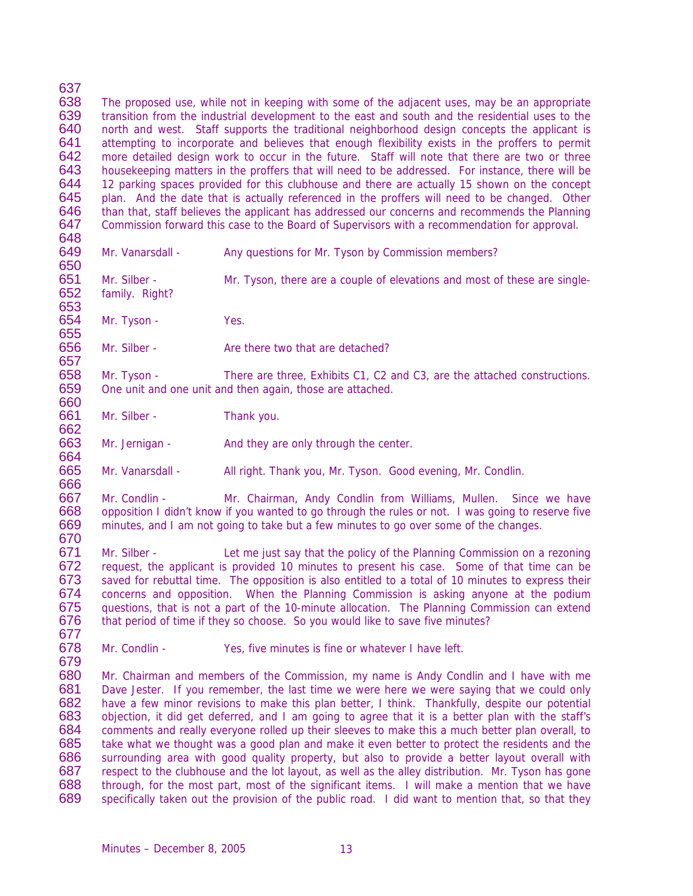The proposed use, while not in keeping with some of the adjacent uses, may be an appropriate transition from the industrial development to the east and south and the residential uses to the north and west. Staff supports the traditional neighborhood design concepts the applicant is attempting to incorporate and believes that enough flexibility exists in the proffers to permit more detailed design work to occur in the future. Staff will note that there are two or three housekeeping matters in the proffers that will need to be addressed. For instance, there will be 12 parking spaces provided for this clubhouse and there are actually 15 shown on the concept plan. And the date that is actually referenced in the proffers will need to be changed. Other than that, staff believes the applicant has addressed our concerns and recommends the Planning Commission forward this case to the Board of Supervisors with a recommendation for approval.

Mr. Vanarsdall - Any questions for Mr. Tyson by Commission members?

Mr. Silber - Mr. Tyson, there are a couple of elevations and most of these are single-family. Right?

Mr. Tyson - Yes.

Mr. Silber - Are there two that are detached?

Mr. Tyson - There are three, Exhibits C1, C2 and C3, are the attached constructions. One unit and one unit and then again, those are attached.

Mr. Silber - Thank you.

Mr. Jernigan - And they are only through the center.

Mr. Vanarsdall - All right. Thank you, Mr. Tyson. Good evening, Mr. Condlin.

Mr. Condlin - Mr. Chairman, Andy Condlin from Williams, Mullen. Since we have opposition I didn't know if you wanted to go through the rules or not. I was going to reserve five minutes, and I am not going to take but a few minutes to go over some of the changes.

Mr. Silber - Let me just say that the policy of the Planning Commission on a rezoning request, the applicant is provided 10 minutes to present his case. Some of that time can be saved for rebuttal time. The opposition is also entitled to a total of 10 minutes to express their concerns and opposition. When the Planning Commission is asking anyone at the podium questions, that is not a part of the 10-minute allocation. The Planning Commission can extend that period of time if they so choose. So you would like to save five minutes?

Mr. Condlin - Yes, five minutes is fine or whatever I have left.

Mr. Chairman and members of the Commission, my name is Andy Condlin and I have with me Dave Jester. If you remember, the last time we were here we were saying that we could only have a few minor revisions to make this plan better, I think. Thankfully, despite our potential objection, it did get deferred, and I am going to agree that it is a better plan with the staff's comments and really everyone rolled up their sleeves to make this a much better plan overall, to take what we thought was a good plan and make it even better to protect the residents and the surrounding area with good quality property, but also to provide a better layout overall with respect to the clubhouse and the lot layout, as well as the alley distribution. Mr. Tyson has gone through, for the most part, most of the significant items. I will make a mention that we have specifically taken out the provision of the public road. I did want to mention that, so that they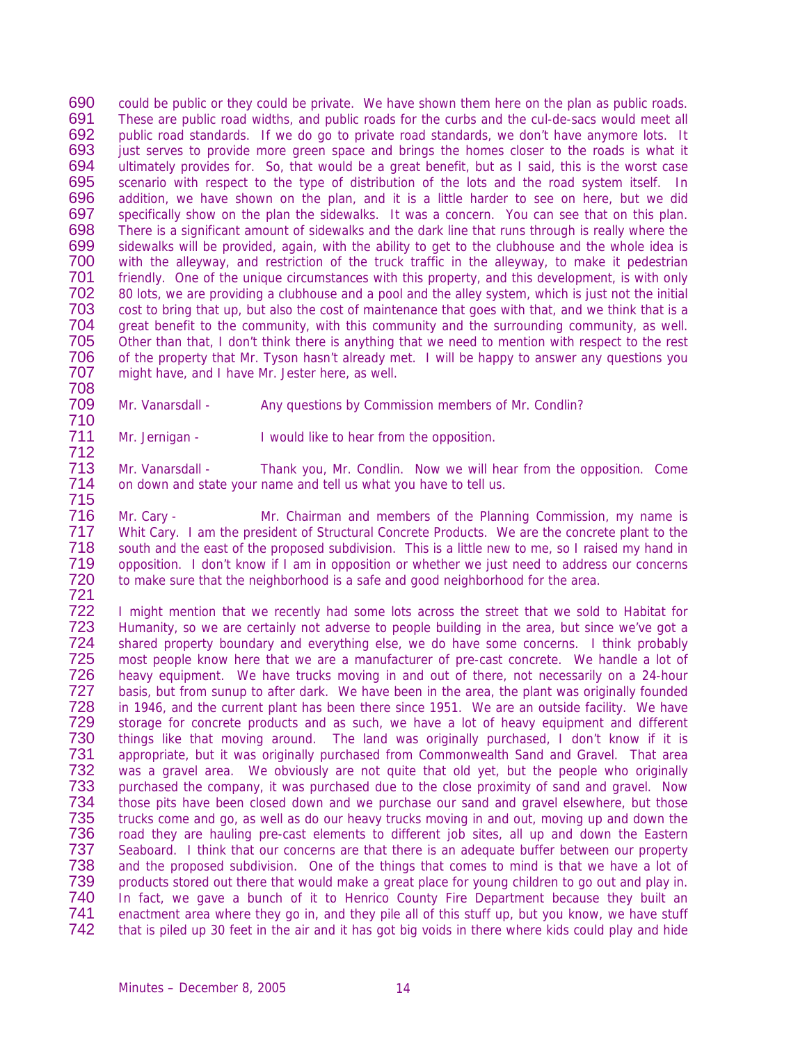could be public or they could be private. We have shown them here on the plan as public roads. These are public road widths, and public roads for the curbs and the cul-de-sacs would meet all public road standards. If we do go to private road standards, we don't have anymore lots. It just serves to provide more green space and brings the homes closer to the roads is what it ultimately provides for. So, that would be a great benefit, but as I said, this is the worst case scenario with respect to the type of distribution of the lots and the road system itself. In addition, we have shown on the plan, and it is a little harder to see on here, but we did specifically show on the plan the sidewalks. It was a concern. You can see that on this plan. There is a significant amount of sidewalks and the dark line that runs through is really where the sidewalks will be provided, again, with the ability to get to the clubhouse and the whole idea is with the alleyway, and restriction of the truck traffic in the alleyway, to make it pedestrian friendly. One of the unique circumstances with this property, and this development, is with only 80 lots, we are providing a clubhouse and a pool and the alley system, which is just not the initial cost to bring that up, but also the cost of maintenance that goes with that, and we think that is a great benefit to the community, with this community and the surrounding community, as well. Other than that, I don't think there is anything that we need to mention with respect to the rest of the property that Mr. Tyson hasn't already met. I will be happy to answer any questions you might have, and I have Mr. Jester here, as well.

Mr. Vanarsdall - Any questions by Commission members of Mr. Condlin?

Mr. Jernigan - I would like to hear from the opposition.

Mr. Vanarsdall - Thank you, Mr. Condlin. Now we will hear from the opposition. Come on down and state your name and tell us what you have to tell us.

Mr. Cary - Mr. Chairman and members of the Planning Commission, my name is Whit Cary. I am the president of Structural Concrete Products. We are the concrete plant to the south and the east of the proposed subdivision. This is a little new to me, so I raised my hand in opposition. I don't know if I am in opposition or whether we just need to address our concerns to make sure that the neighborhood is a safe and good neighborhood for the area.

I might mention that we recently had some lots across the street that we sold to Habitat for Humanity, so we are certainly not adverse to people building in the area, but since we've got a shared property boundary and everything else, we do have some concerns. I think probably most people know here that we are a manufacturer of pre-cast concrete. We handle a lot of heavy equipment. We have trucks moving in and out of there, not necessarily on a 24-hour basis, but from sunup to after dark. We have been in the area, the plant was originally founded in 1946, and the current plant has been there since 1951. We are an outside facility. We have storage for concrete products and as such, we have a lot of heavy equipment and different things like that moving around. The land was originally purchased, I don't know if it is appropriate, but it was originally purchased from Commonwealth Sand and Gravel. That area was a gravel area. We obviously are not quite that old yet, but the people who originally purchased the company, it was purchased due to the close proximity of sand and gravel. Now those pits have been closed down and we purchase our sand and gravel elsewhere, but those trucks come and go, as well as do our heavy trucks moving in and out, moving up and down the road they are hauling pre-cast elements to different job sites, all up and down the Eastern Seaboard. I think that our concerns are that there is an adequate buffer between our property and the proposed subdivision. One of the things that comes to mind is that we have a lot of products stored out there that would make a great place for young children to go out and play in. In fact, we gave a bunch of it to Henrico County Fire Department because they built an enactment area where they go in, and they pile all of this stuff up, but you know, we have stuff that is piled up 30 feet in the air and it has got big voids in there where kids could play and hide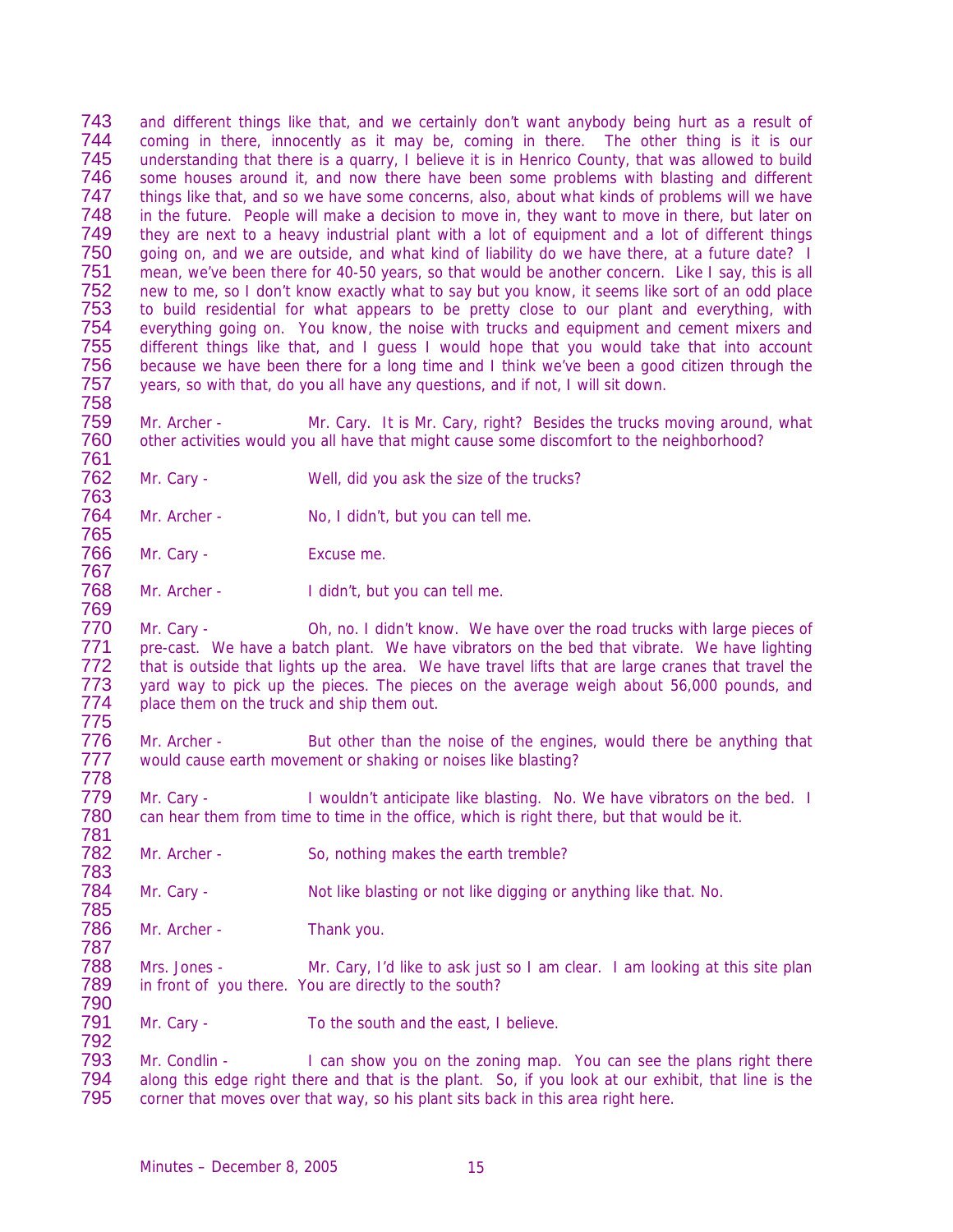and different things like that, and we certainly don't want anybody being hurt as a result of coming in there, innocently as it may be, coming in there. The other thing is it is our understanding that there is a quarry, I believe it is in Henrico County, that was allowed to build some houses around it, and now there have been some problems with blasting and different things like that, and so we have some concerns, also, about what kinds of problems will we have in the future. People will make a decision to move in, they want to move in there, but later on they are next to a heavy industrial plant with a lot of equipment and a lot of different things going on, and we are outside, and what kind of liability do we have there, at a future date? I mean, we've been there for 40-50 years, so that would be another concern. Like I say, this is all new to me, so I don't know exactly what to say but you know, it seems like sort of an odd place to build residential for what appears to be pretty close to our plant and everything, with everything going on. You know, the noise with trucks and equipment and cement mixers and different things like that, and I guess I would hope that you would take that into account because we have been there for a long time and I think we've been a good citizen through the years, so with that, do you all have any questions, and if not, I will sit down.

Mr. Archer - Mr. Cary. It is Mr. Cary, right? Besides the trucks moving around, what other activities would you all have that might cause some discomfort to the neighborhood?

Mr. Cary - Well, did you ask the size of the trucks?

Mr. Archer - No, I didn't, but you can tell me.

Mr. Cary - Excuse me.

Mr. Archer - I didn't, but you can tell me.

Mr. Cary - Oh, no. I didn't know. We have over the road trucks with large pieces of pre-cast. We have a batch plant. We have vibrators on the bed that vibrate. We have lighting that is outside that lights up the area. We have travel lifts that are large cranes that travel the yard way to pick up the pieces. The pieces on the average weigh about 56,000 pounds, and place them on the truck and ship them out.

Mr. Archer - But other than the noise of the engines, would there be anything that would cause earth movement or shaking or noises like blasting?

Mr. Cary - I wouldn't anticipate like blasting. No. We have vibrators on the bed. I can hear them from time to time in the office, which is right there, but that would be it.

Mr. Archer - So, nothing makes the earth tremble?

Mr. Cary - Not like blasting or not like digging or anything like that. No.

Mr. Archer - Thank you.

Mrs. Jones - Mr. Cary, I'd like to ask just so I am clear. I am looking at this site plan in front of you there. You are directly to the south?

Mr. Cary - To the south and the east, I believe.

Mr. Condlin - I can show you on the zoning map. You can see the plans right there along this edge right there and that is the plant. So, if you look at our exhibit, that line is the corner that moves over that way, so his plant sits back in this area right here.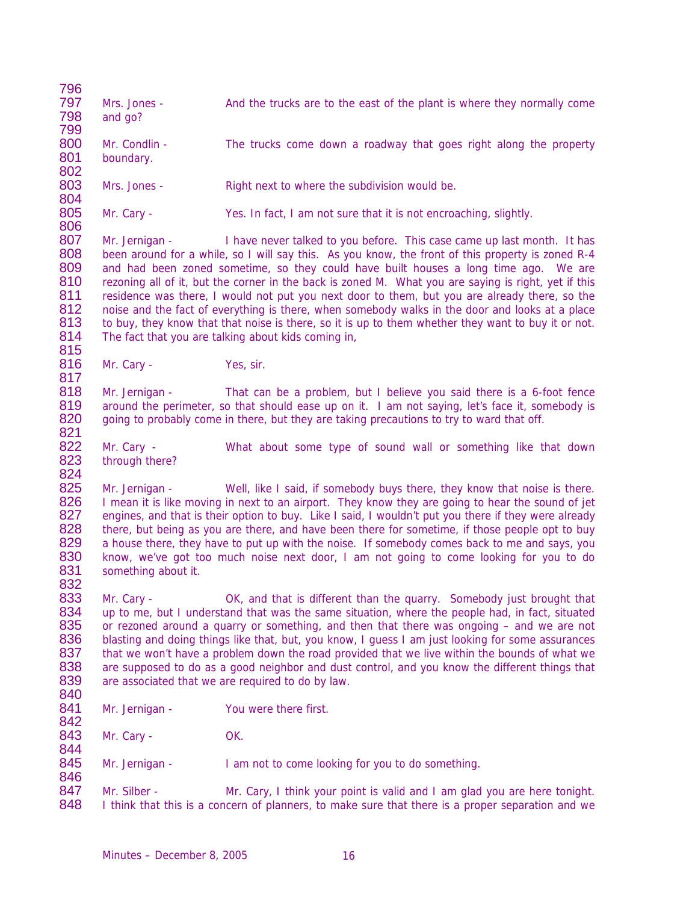Mrs. Jones - And the trucks are to the east of the plant is where they normally come and go?

Mr. Condlin - The trucks come down a roadway that goes right along the property boundary.

Mrs. Jones - Right next to where the subdivision would be.

Mr. Cary - Yes. In fact, I am not sure that it is not encroaching, slightly.

Mr. Jernigan - I have never talked to you before. This case came up last month. It has been around for a while, so I will say this. As you know, the front of this property is zoned R-4 and had been zoned sometime, so they could have built houses a long time ago. We are rezoning all of it, but the corner in the back is zoned M. What you are saying is right, yet if this residence was there, I would not put you next door to them, but you are already there, so the noise and the fact of everything is there, when somebody walks in the door and looks at a place to buy, they know that that noise is there, so it is up to them whether they want to buy it or not. The fact that you are talking about kids coming in,

Mr. Cary - Yes, sir.

Mr. Jernigan - That can be a problem, but I believe you said there is a 6-foot fence around the perimeter, so that should ease up on it. I am not saying, let's face it, somebody is going to probably come in there, but they are taking precautions to try to ward that off.

Mr. Cary - What about some type of sound wall or something like that down through there?

Mr. Jernigan - Well, like I said, if somebody buys there, they know that noise is there. I mean it is like moving in next to an airport. They know they are going to hear the sound of jet engines, and that is their option to buy. Like I said, I wouldn't put you there if they were already there, but being as you are there, and have been there for sometime, if those people opt to buy a house there, they have to put up with the noise. If somebody comes back to me and says, you know, we've got too much noise next door, I am not going to come looking for you to do something about it.

Mr. Cary - OK, and that is different than the quarry. Somebody just brought that up to me, but I understand that was the same situation, where the people had, in fact, situated or rezoned around a quarry or something, and then that there was ongoing – and we are not blasting and doing things like that, but, you know, I guess I am just looking for some assurances that we won't have a problem down the road provided that we live within the bounds of what we are supposed to do as a good neighbor and dust control, and you know the different things that are associated that we are required to do by law.

Mr. Jernigan - You were there first.

Mr. Cary - OK.

Mr. Jernigan - I am not to come looking for you to do something.

Mr. Silber - Mr. Cary, I think your point is valid and I am glad you are here tonight. I think that this is a concern of planners, to make sure that there is a proper separation and we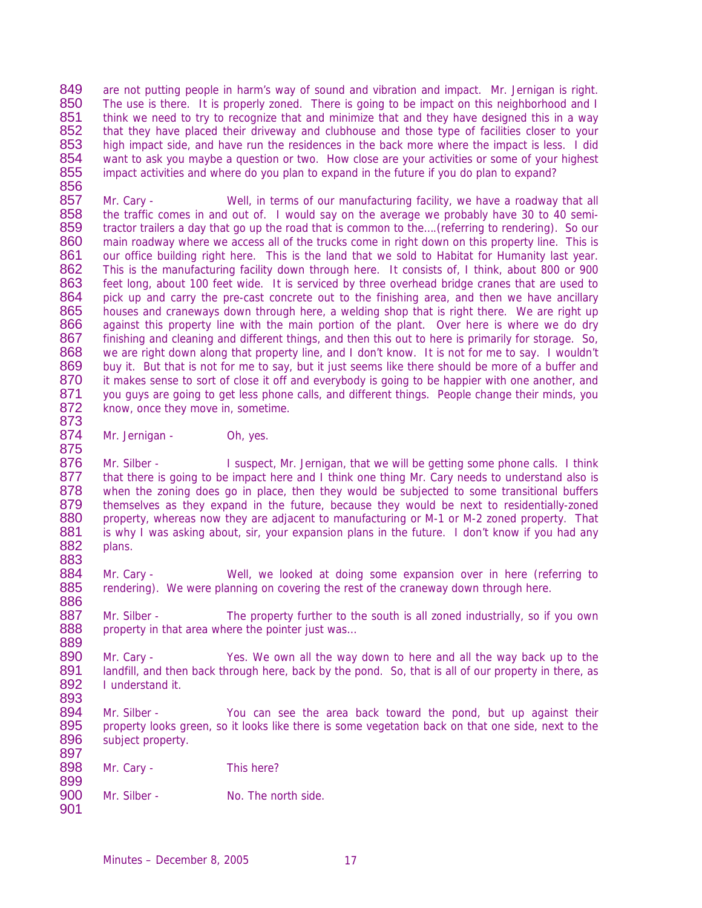are not putting people in harm's way of sound and vibration and impact. Mr. Jernigan is right. The use is there. It is properly zoned. There is going to be impact on this neighborhood and I think we need to try to recognize that and minimize that and they have designed this in a way that they have placed their driveway and clubhouse and those type of facilities closer to your high impact side, and have run the residences in the back more where the impact is less. I did want to ask you maybe a question or two. How close are your activities or some of your highest impact activities and where do you plan to expand in the future if you do plan to expand?

Mr. Cary - Well, in terms of our manufacturing facility, we have a roadway that all the traffic comes in and out of. I would say on the average we probably have 30 to 40 semi-tractor trailers a day that go up the road that is common to the….(referring to rendering). So our main roadway where we access all of the trucks come in right down on this property line. This is our office building right here. This is the land that we sold to Habitat for Humanity last year. This is the manufacturing facility down through here. It consists of, I think, about 800 or 900 feet long, about 100 feet wide. It is serviced by three overhead bridge cranes that are used to pick up and carry the pre-cast concrete out to the finishing area, and then we have ancillary houses and craneways down through here, a welding shop that is right there. We are right up against this property line with the main portion of the plant. Over here is where we do dry finishing and cleaning and different things, and then this out to here is primarily for storage. So, we are right down along that property line, and I don't know. It is not for me to say. I wouldn't buy it. But that is not for me to say, but it just seems like there should be more of a buffer and it makes sense to sort of close it off and everybody is going to be happier with one another, and you guys are going to get less phone calls, and different things. People change their minds, you know, once they move in, sometime.

Mr. Jernigan - Oh, yes.

Mr. Silber - I suspect, Mr. Jernigan, that we will be getting some phone calls. I think that there is going to be impact here and I think one thing Mr. Cary needs to understand also is when the zoning does go in place, then they would be subjected to some transitional buffers themselves as they expand in the future, because they would be next to residentially-zoned property, whereas now they are adjacent to manufacturing or M-1 or M-2 zoned property. That is why I was asking about, sir, your expansion plans in the future. I don't know if you had any plans.

Mr. Cary - Well, we looked at doing some expansion over in here (referring to rendering). We were planning on covering the rest of the craneway down through here.

Mr. Silber - The property further to the south is all zoned industrially, so if you own property in that area where the pointer just was…

Mr. Cary - Yes. We own all the way down to here and all the way back up to the landfill, and then back through here, back by the pond. So, that is all of our property in there, as I understand it.

Mr. Silber - You can see the area back toward the pond, but up against their property looks green, so it looks like there is some vegetation back on that one side, next to the subject property.

Mr. Cary - This here?

Mr. Silber - No. The north side.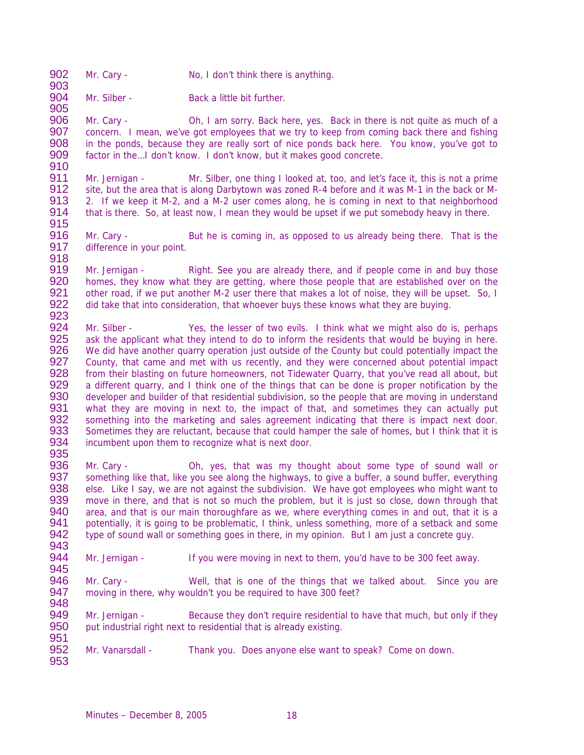Mr. Cary - No, I don't think there is anything.

Mr. Silber - Back a little bit further.

Mr. Cary - Oh, I am sorry. Back here, yes. Back in there is not quite as much of a concern. I mean, we've got employees that we try to keep from coming back there and fishing in the ponds, because they are really sort of nice ponds back here. You know, you've got to factor in the…I don't know. I don't know, but it makes good concrete.

Mr. Jernigan - Mr. Silber, one thing I looked at, too, and let's face it, this is not a prime site, but the area that is along Darbytown was zoned R-4 before and it was M-1 in the back or M-2. If we keep it M-2, and a M-2 user comes along, he is coming in next to that neighborhood that is there. So, at least now, I mean they would be upset if we put somebody heavy in there.

Mr. Cary - But he is coming in, as opposed to us already being there. That is the difference in your point.

Mr. Jernigan - Right. See you are already there, and if people come in and buy those homes, they know what they are getting, where those people that are established over on the other road, if we put another M-2 user there that makes a lot of noise, they will be upset. So, I did take that into consideration, that whoever buys these knows what they are buying.

Mr. Silber - Yes, the lesser of two evils. I think what we might also do is, perhaps ask the applicant what they intend to do to inform the residents that would be buying in here. We did have another quarry operation just outside of the County but could potentially impact the County, that came and met with us recently, and they were concerned about potential impact from their blasting on future homeowners, not Tidewater Quarry, that you've read all about, but a different quarry, and I think one of the things that can be done is proper notification by the developer and builder of that residential subdivision, so the people that are moving in understand what they are moving in next to, the impact of that, and sometimes they can actually put something into the marketing and sales agreement indicating that there is impact next door. Sometimes they are reluctant, because that could hamper the sale of homes, but I think that it is incumbent upon them to recognize what is next door.

Mr. Cary - Oh, yes, that was my thought about some type of sound wall or something like that, like you see along the highways, to give a buffer, a sound buffer, everything else. Like I say, we are not against the subdivision. We have got employees who might want to move in there, and that is not so much the problem, but it is just so close, down through that area, and that is our main thoroughfare as we, where everything comes in and out, that it is a potentially, it is going to be problematic, I think, unless something, more of a setback and some type of sound wall or something goes in there, in my opinion. But I am just a concrete guy.

Mr. Jernigan - If you were moving in next to them, you'd have to be 300 feet away.

Mr. Cary - Well, that is one of the things that we talked about. Since you are moving in there, why wouldn't you be required to have 300 feet?

Mr. Jernigan - Because they don't require residential to have that much, but only if they put industrial right next to residential that is already existing.

Mr. Vanarsdall - Thank you. Does anyone else want to speak? Come on down.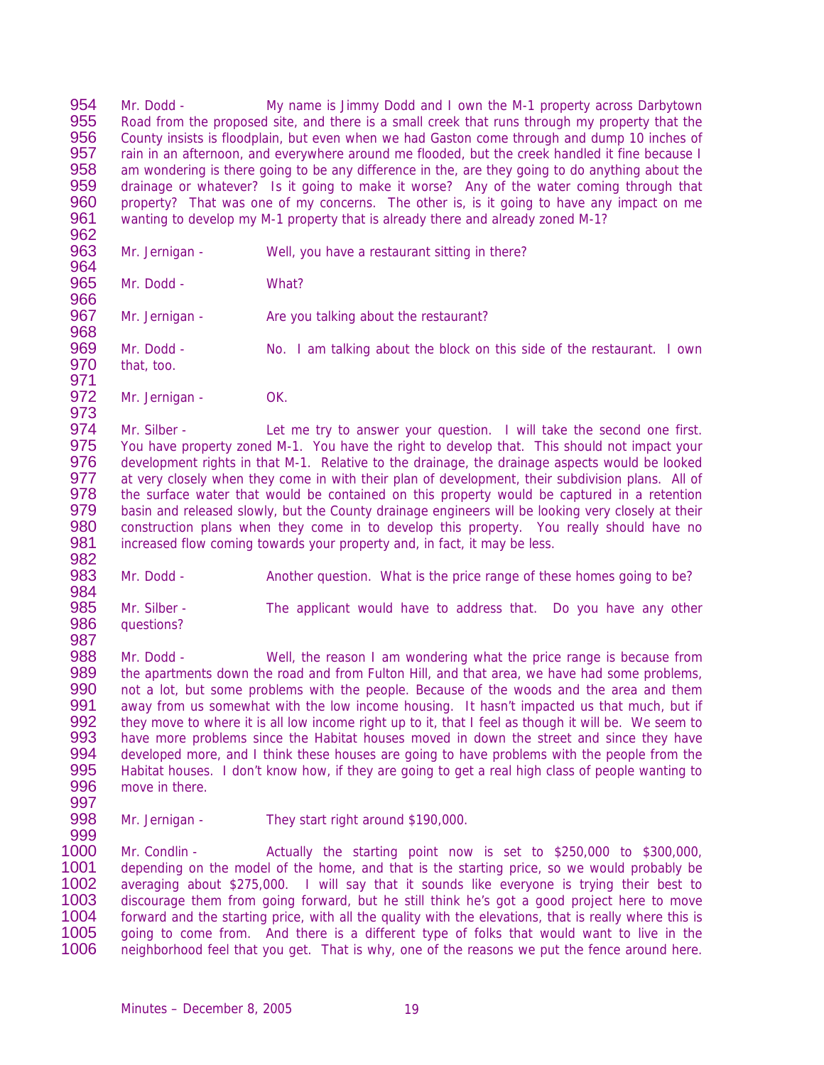Mr. Dodd - My name is Jimmy Dodd and I own the M-1 property across Darbytown Road from the proposed site, and there is a small creek that runs through my property that the County insists is floodplain, but even when we had Gaston come through and dump 10 inches of rain in an afternoon, and everywhere around me flooded, but the creek handled it fine because I am wondering is there going to be any difference in the, are they going to do anything about the drainage or whatever? Is it going to make it worse? Any of the water coming through that property? That was one of my concerns. The other is, is it going to have any impact on me wanting to develop my M-1 property that is already there and already zoned M-1?

Mr. Jernigan - Well, you have a restaurant sitting in there?

Mr. Dodd - What?

Mr. Jernigan - Are you talking about the restaurant?

Mr. Dodd - No. I am talking about the block on this side of the restaurant. I own that, too.

Mr. Jernigan - OK.

Mr. Silber - Let me try to answer your question. I will take the second one first. You have property zoned M-1. You have the right to develop that. This should not impact your development rights in that M-1. Relative to the drainage, the drainage aspects would be looked at very closely when they come in with their plan of development, their subdivision plans. All of the surface water that would be contained on this property would be captured in a retention basin and released slowly, but the County drainage engineers will be looking very closely at their construction plans when they come in to develop this property. You really should have no increased flow coming towards your property and, in fact, it may be less.

Mr. Dodd - Another question. What is the price range of these homes going to be?

Mr. Silber - The applicant would have to address that. Do you have any other questions?

Mr. Dodd - Well, the reason I am wondering what the price range is because from the apartments down the road and from Fulton Hill, and that area, we have had some problems, not a lot, but some problems with the people. Because of the woods and the area and them away from us somewhat with the low income housing. It hasn't impacted us that much, but if they move to where it is all low income right up to it, that I feel as though it will be. We seem to have more problems since the Habitat houses moved in down the street and since they have developed more, and I think these houses are going to have problems with the people from the Habitat houses. I don't know how, if they are going to get a real high class of people wanting to move in there.

Mr. Jernigan - They start right around $190,000.

Mr. Condlin - Actually the starting point now is set to $250,000 to $300,000, depending on the model of the home, and that is the starting price, so we would probably be averaging about $275,000. I will say that it sounds like everyone is trying their best to discourage them from going forward, but he still think he's got a good project here to move forward and the starting price, with all the quality with the elevations, that is really where this is going to come from. And there is a different type of folks that would want to live in the neighborhood feel that you get. That is why, one of the reasons we put the fence around here.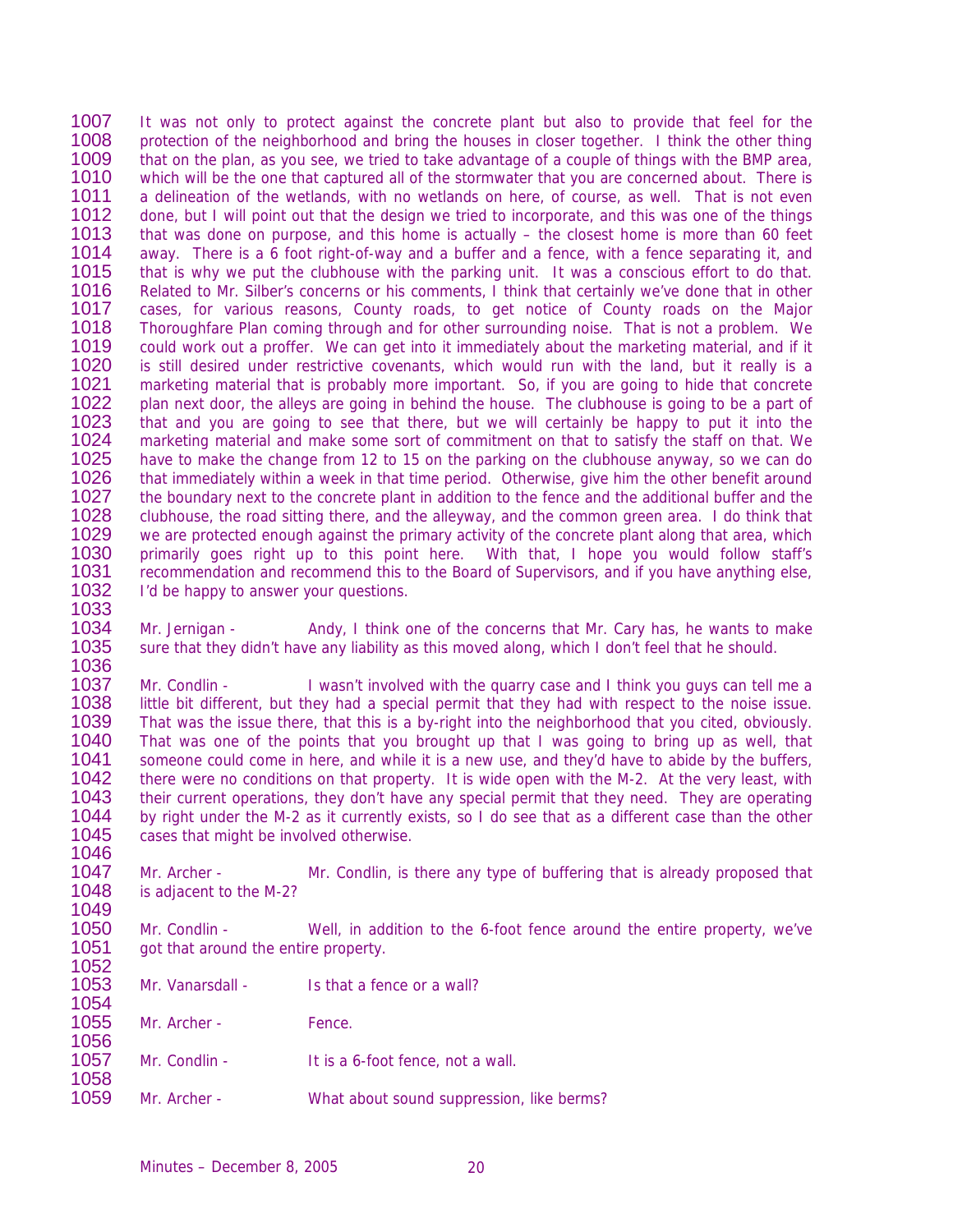It was not only to protect against the concrete plant but also to provide that feel for the protection of the neighborhood and bring the houses in closer together. I think the other thing that on the plan, as you see, we tried to take advantage of a couple of things with the BMP area, which will be the one that captured all of the stormwater that you are concerned about. There is a delineation of the wetlands, with no wetlands on here, of course, as well. That is not even done, but I will point out that the design we tried to incorporate, and this was one of the things that was done on purpose, and this home is actually – the closest home is more than 60 feet away. There is a 6 foot right-of-way and a buffer and a fence, with a fence separating it, and that is why we put the clubhouse with the parking unit. It was a conscious effort to do that. Related to Mr. Silber's concerns or his comments, I think that certainly we've done that in other cases, for various reasons, County roads, to get notice of County roads on the Major Thoroughfare Plan coming through and for other surrounding noise. That is not a problem. We could work out a proffer. We can get into it immediately about the marketing material, and if it is still desired under restrictive covenants, which would run with the land, but it really is a marketing material that is probably more important. So, if you are going to hide that concrete plan next door, the alleys are going in behind the house. The clubhouse is going to be a part of that and you are going to see that there, but we will certainly be happy to put it into the marketing material and make some sort of commitment on that to satisfy the staff on that. We have to make the change from 12 to 15 on the parking on the clubhouse anyway, so we can do that immediately within a week in that time period. Otherwise, give him the other benefit around the boundary next to the concrete plant in addition to the fence and the additional buffer and the clubhouse, the road sitting there, and the alleyway, and the common green area. I do think that we are protected enough against the primary activity of the concrete plant along that area, which primarily goes right up to this point here. With that, I hope you would follow staff's recommendation and recommend this to the Board of Supervisors, and if you have anything else, I'd be happy to answer your questions.

Mr. Jernigan - Andy, I think one of the concerns that Mr. Cary has, he wants to make sure that they didn't have any liability as this moved along, which I don't feel that he should.

Mr. Condlin - I wasn't involved with the quarry case and I think you guys can tell me a little bit different, but they had a special permit that they had with respect to the noise issue. That was the issue there, that this is a by-right into the neighborhood that you cited, obviously. That was one of the points that you brought up that I was going to bring up as well, that someone could come in here, and while it is a new use, and they'd have to abide by the buffers, there were no conditions on that property. It is wide open with the M-2. At the very least, with their current operations, they don't have any special permit that they need. They are operating by right under the M-2 as it currently exists, so I do see that as a different case than the other cases that might be involved otherwise.

Mr. Archer - Mr. Condlin, is there any type of buffering that is already proposed that is adjacent to the M-2?

Mr. Condlin - Well, in addition to the 6-foot fence around the entire property, we've got that around the entire property.

Mr. Vanarsdall - Is that a fence or a wall?

Mr. Archer - Fence.

Mr. Condlin - It is a 6-foot fence, not a wall.

Mr. Archer - What about sound suppression, like berms?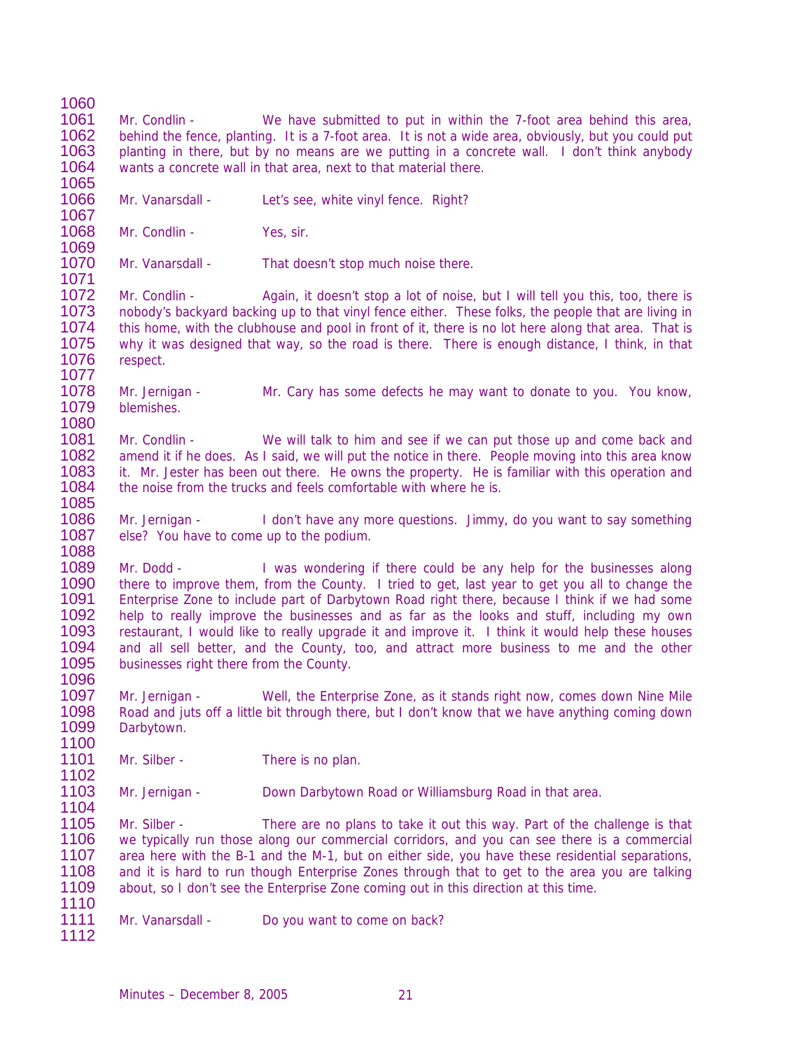Mr. Condlin - We have submitted to put in within the 7-foot area behind this area, behind the fence, planting. It is a 7-foot area. It is not a wide area, obviously, but you could put planting in there, but by no means are we putting in a concrete wall. I don't think anybody wants a concrete wall in that area, next to that material there.

Mr. Vanarsdall - Let's see, white vinyl fence. Right?

Mr. Condlin - Yes, sir.

Mr. Vanarsdall - That doesn't stop much noise there.

Mr. Condlin - Again, it doesn't stop a lot of noise, but I will tell you this, too, there is nobody's backyard backing up to that vinyl fence either. These folks, the people that are living in this home, with the clubhouse and pool in front of it, there is no lot here along that area. That is why it was designed that way, so the road is there. There is enough distance, I think, in that respect.

Mr. Jernigan - Mr. Cary has some defects he may want to donate to you. You know, blemishes.

Mr. Condlin - We will talk to him and see if we can put those up and come back and amend it if he does. As I said, we will put the notice in there. People moving into this area know it. Mr. Jester has been out there. He owns the property. He is familiar with this operation and the noise from the trucks and feels comfortable with where he is.

Mr. Jernigan - I don't have any more questions. Jimmy, do you want to say something else? You have to come up to the podium.

Mr. Dodd - I was wondering if there could be any help for the businesses along there to improve them, from the County. I tried to get, last year to get you all to change the Enterprise Zone to include part of Darbytown Road right there, because I think if we had some help to really improve the businesses and as far as the looks and stuff, including my own restaurant, I would like to really upgrade it and improve it. I think it would help these houses and all sell better, and the County, too, and attract more business to me and the other businesses right there from the County.

Mr. Jernigan - Well, the Enterprise Zone, as it stands right now, comes down Nine Mile Road and juts off a little bit through there, but I don't know that we have anything coming down Darbytown.

Mr. Silber - There is no plan.

Mr. Jernigan - Down Darbytown Road or Williamsburg Road in that area.

Mr. Silber - There are no plans to take it out this way. Part of the challenge is that we typically run those along our commercial corridors, and you can see there is a commercial area here with the B-1 and the M-1, but on either side, you have these residential separations, and it is hard to run though Enterprise Zones through that to get to the area you are talking about, so I don't see the Enterprise Zone coming out in this direction at this time.

Mr. Vanarsdall - Do you want to come on back?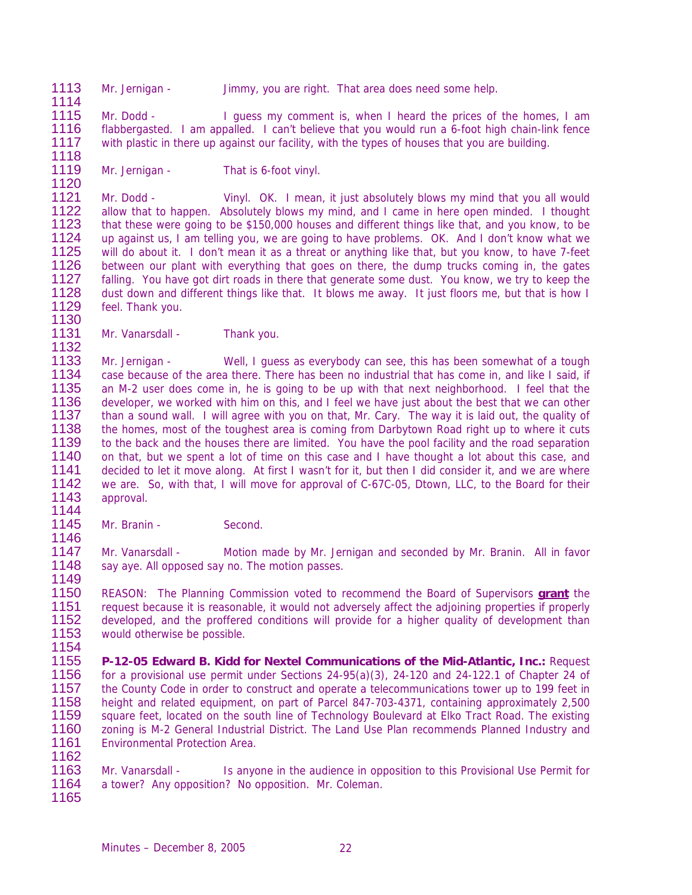Mr. Jernigan - Jimmy, you are right. That area does need some help.

Mr. Dodd - I guess my comment is, when I heard the prices of the homes, I am flabbergasted. I am appalled. I can't believe that you would run a 6-foot high chain-link fence with plastic in there up against our facility, with the types of houses that you are building.

Mr. Jernigan - That is 6-foot vinyl.

Mr. Dodd - Vinyl. OK. I mean, it just absolutely blows my mind that you all would allow that to happen. Absolutely blows my mind, and I came in here open minded. I thought that these were going to be $150,000 houses and different things like that, and you know, to be up against us, I am telling you, we are going to have problems. OK. And I don't know what we will do about it. I don't mean it as a threat or anything like that, but you know, to have 7-feet between our plant with everything that goes on there, the dump trucks coming in, the gates falling. You have got dirt roads in there that generate some dust. You know, we try to keep the dust down and different things like that. It blows me away. It just floors me, but that is how I feel. Thank you.

Mr. Vanarsdall - Thank you.

Mr. Jernigan - Well, I guess as everybody can see, this has been somewhat of a tough case because of the area there. There has been no industrial that has come in, and like I said, if an M-2 user does come in, he is going to be up with that next neighborhood. I feel that the developer, we worked with him on this, and I feel we have just about the best that we can other than a sound wall. I will agree with you on that, Mr. Cary. The way it is laid out, the quality of the homes, most of the toughest area is coming from Darbytown Road right up to where it cuts to the back and the houses there are limited. You have the pool facility and the road separation on that, but we spent a lot of time on this case and I have thought a lot about this case, and decided to let it move along. At first I wasn't for it, but then I did consider it, and we are where we are. So, with that, I will move for approval of C-67C-05, Dtown, LLC, to the Board for their approval.

Mr. Branin - Second.

Mr. Vanarsdall - Motion made by Mr. Jernigan and seconded by Mr. Branin. All in favor say aye. All opposed say no. The motion passes.

REASON: The Planning Commission voted to recommend the Board of Supervisors **grant** the request because it is reasonable, it would not adversely affect the adjoining properties if properly developed, and the proffered conditions will provide for a higher quality of development than would otherwise be possible.

**P-12-05 Edward B. Kidd for Nextel Communications of the Mid-Atlantic, Inc.:** Request for a provisional use permit under Sections 24-95(a)(3), 24-120 and 24-122.1 of Chapter 24 of the County Code in order to construct and operate a telecommunications tower up to 199 feet in height and related equipment, on part of Parcel 847-703-4371, containing approximately 2,500 square feet, located on the south line of Technology Boulevard at Elko Tract Road. The existing zoning is M-2 General Industrial District. The Land Use Plan recommends Planned Industry and Environmental Protection Area.

Mr. Vanarsdall - Is anyone in the audience in opposition to this Provisional Use Permit for a tower? Any opposition? No opposition. Mr. Coleman.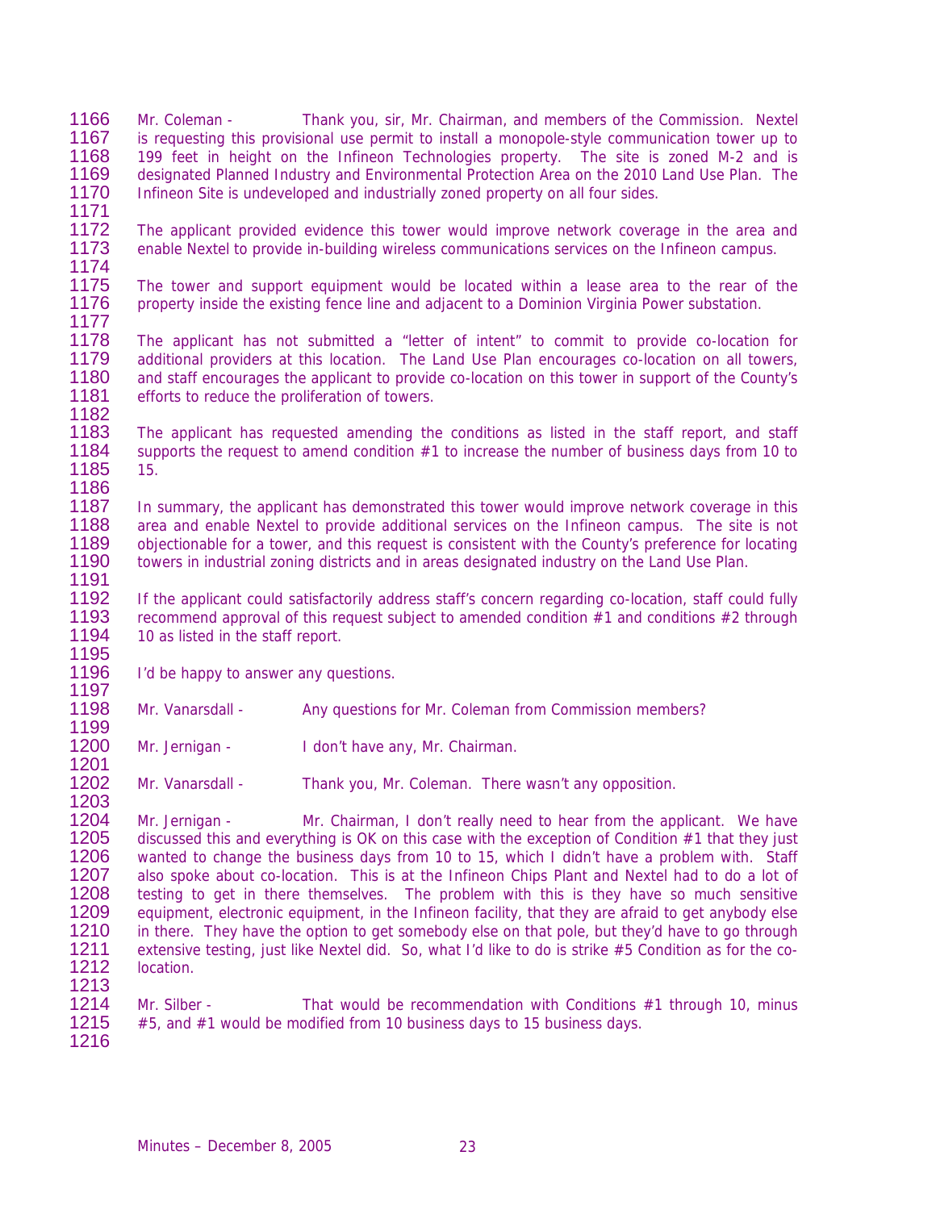Mr. Coleman - Thank you, sir, Mr. Chairman, and members of the Commission. Nextel is requesting this provisional use permit to install a monopole-style communication tower up to 199 feet in height on the Infineon Technologies property. The site is zoned M-2 and is designated Planned Industry and Environmental Protection Area on the 2010 Land Use Plan. The Infineon Site is undeveloped and industrially zoned property on all four sides.

The applicant provided evidence this tower would improve network coverage in the area and enable Nextel to provide in-building wireless communications services on the Infineon campus.

The tower and support equipment would be located within a lease area to the rear of the property inside the existing fence line and adjacent to a Dominion Virginia Power substation.

The applicant has not submitted a "letter of intent" to commit to provide co-location for additional providers at this location. The Land Use Plan encourages co-location on all towers, and staff encourages the applicant to provide co-location on this tower in support of the County's efforts to reduce the proliferation of towers.

The applicant has requested amending the conditions as listed in the staff report, and staff supports the request to amend condition #1 to increase the number of business days from 10 to 15.

In summary, the applicant has demonstrated this tower would improve network coverage in this area and enable Nextel to provide additional services on the Infineon campus. The site is not objectionable for a tower, and this request is consistent with the County's preference for locating towers in industrial zoning districts and in areas designated industry on the Land Use Plan.

If the applicant could satisfactorily address staff's concern regarding co-location, staff could fully recommend approval of this request subject to amended condition #1 and conditions #2 through 10 as listed in the staff report.

I'd be happy to answer any questions.

Mr. Vanarsdall - Any questions for Mr. Coleman from Commission members?

Mr. Jernigan - I don't have any, Mr. Chairman.

Mr. Vanarsdall - Thank you, Mr. Coleman. There wasn't any opposition.

Mr. Jernigan - Mr. Chairman, I don't really need to hear from the applicant. We have discussed this and everything is OK on this case with the exception of Condition #1 that they just wanted to change the business days from 10 to 15, which I didn't have a problem with. Staff also spoke about co-location. This is at the Infineon Chips Plant and Nextel had to do a lot of testing to get in there themselves. The problem with this is they have so much sensitive equipment, electronic equipment, in the Infineon facility, that they are afraid to get anybody else in there. They have the option to get somebody else on that pole, but they'd have to go through extensive testing, just like Nextel did. So, what I'd like to do is strike #5 Condition as for the co-location.

Mr. Silber - That would be recommendation with Conditions #1 through 10, minus #5, and #1 would be modified from 10 business days to 15 business days.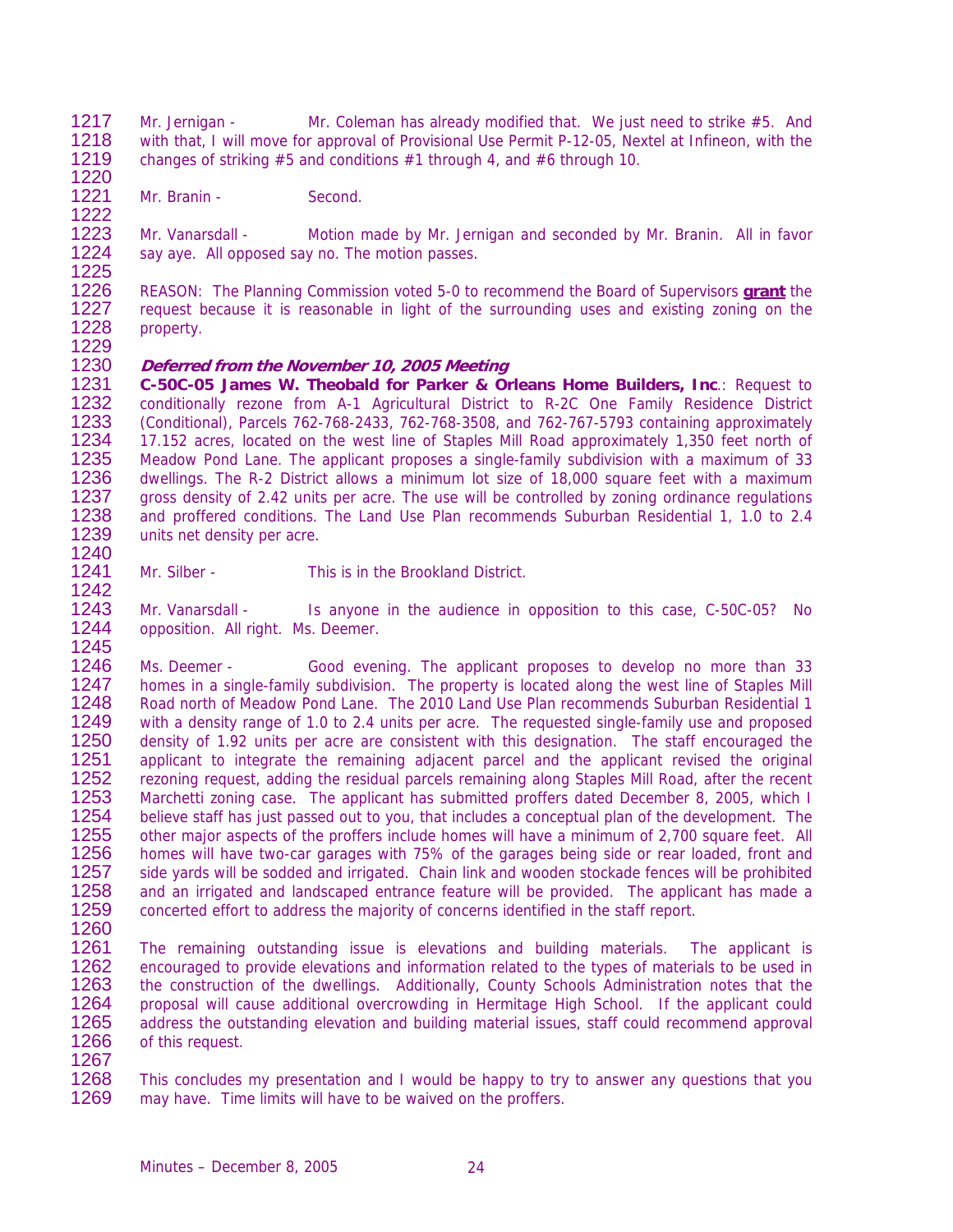Mr. Jernigan - Mr. Coleman has already modified that. We just need to strike #5. And with that, I will move for approval of Provisional Use Permit P-12-05, Nextel at Infineon, with the changes of striking #5 and conditions #1 through 4, and #6 through 10.

Mr. Branin - Second.

Mr. Vanarsdall - Motion made by Mr. Jernigan and seconded by Mr. Branin. All in favor say aye. All opposed say no. The motion passes.

REASON: The Planning Commission voted 5-0 to recommend the Board of Supervisors **grant** the request because it is reasonable in light of the surrounding uses and existing zoning on the property.

***Deferred from the November 10, 2005 Meeting***
**C-50C-05 James W. Theobald for Parker & Orleans Home Builders, Inc**.: Request to conditionally rezone from A-1 Agricultural District to R-2C One Family Residence District (Conditional), Parcels 762-768-2433, 762-768-3508, and 762-767-5793 containing approximately 17.152 acres, located on the west line of Staples Mill Road approximately 1,350 feet north of Meadow Pond Lane. The applicant proposes a single-family subdivision with a maximum of 33 dwellings. The R-2 District allows a minimum lot size of 18,000 square feet with a maximum gross density of 2.42 units per acre. The use will be controlled by zoning ordinance regulations and proffered conditions. The Land Use Plan recommends Suburban Residential 1, 1.0 to 2.4 units net density per acre.

Mr. Silber - This is in the Brookland District.

Mr. Vanarsdall - Is anyone in the audience in opposition to this case, C-50C-05? No opposition. All right. Ms. Deemer.

Ms. Deemer - Good evening. The applicant proposes to develop no more than 33 homes in a single-family subdivision. The property is located along the west line of Staples Mill Road north of Meadow Pond Lane. The 2010 Land Use Plan recommends Suburban Residential 1 with a density range of 1.0 to 2.4 units per acre. The requested single-family use and proposed density of 1.92 units per acre are consistent with this designation. The staff encouraged the applicant to integrate the remaining adjacent parcel and the applicant revised the original rezoning request, adding the residual parcels remaining along Staples Mill Road, after the recent Marchetti zoning case. The applicant has submitted proffers dated December 8, 2005, which I believe staff has just passed out to you, that includes a conceptual plan of the development. The other major aspects of the proffers include homes will have a minimum of 2,700 square feet. All homes will have two-car garages with 75% of the garages being side or rear loaded, front and side yards will be sodded and irrigated. Chain link and wooden stockade fences will be prohibited and an irrigated and landscaped entrance feature will be provided. The applicant has made a concerted effort to address the majority of concerns identified in the staff report.

The remaining outstanding issue is elevations and building materials. The applicant is encouraged to provide elevations and information related to the types of materials to be used in the construction of the dwellings. Additionally, County Schools Administration notes that the proposal will cause additional overcrowding in Hermitage High School. If the applicant could address the outstanding elevation and building material issues, staff could recommend approval of this request.

This concludes my presentation and I would be happy to try to answer any questions that you may have. Time limits will have to be waived on the proffers.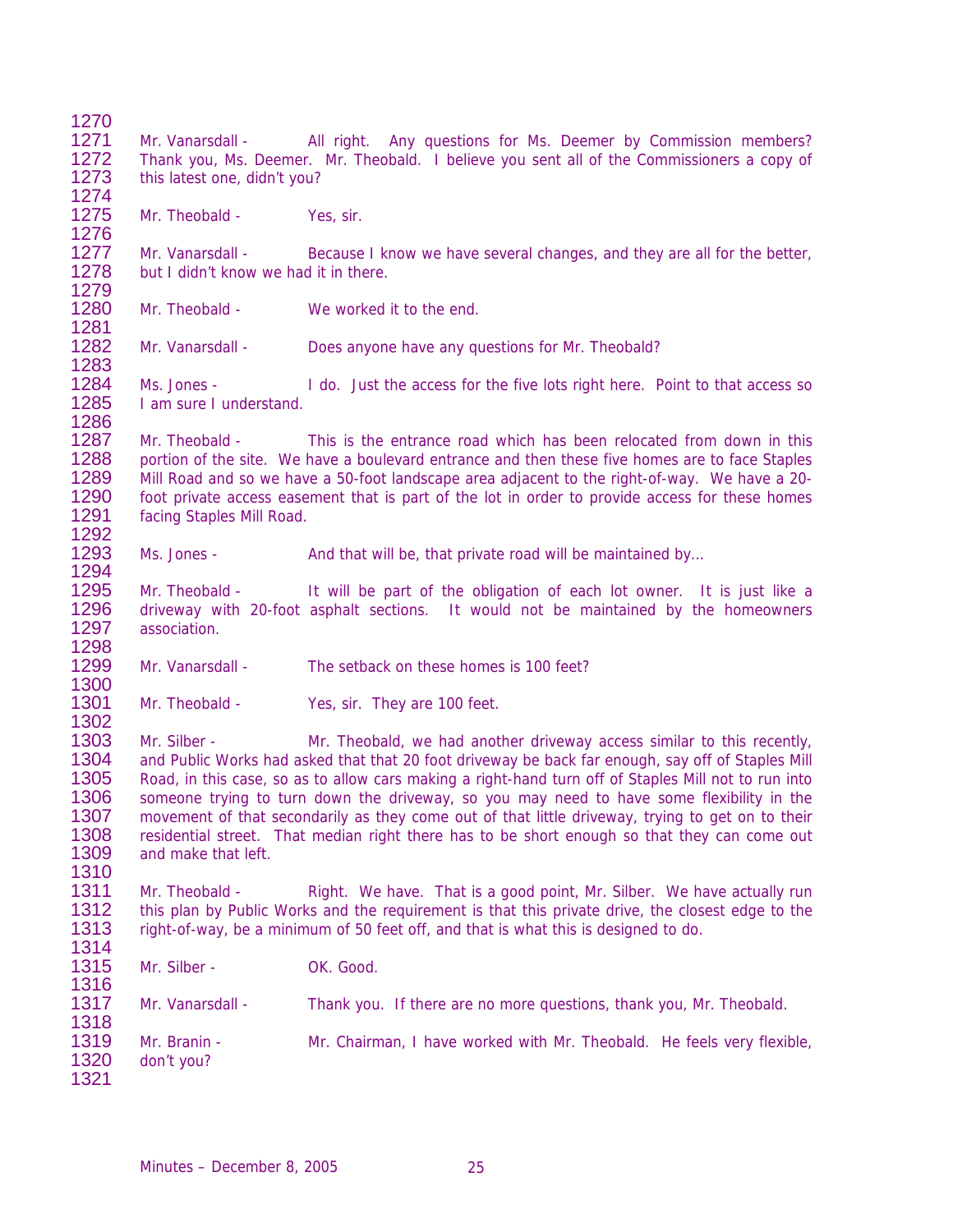Mr. Vanarsdall - All right. Any questions for Ms. Deemer by Commission members? Thank you, Ms. Deemer. Mr. Theobald. I believe you sent all of the Commissioners a copy of this latest one, didn't you?

Mr. Theobald - Yes, sir.

Mr. Vanarsdall - Because I know we have several changes, and they are all for the better, but I didn't know we had it in there.

Mr. Theobald - We worked it to the end.

Mr. Vanarsdall - Does anyone have any questions for Mr. Theobald?

Ms. Jones - I do. Just the access for the five lots right here. Point to that access so I am sure I understand.

Mr. Theobald - This is the entrance road which has been relocated from down in this portion of the site. We have a boulevard entrance and then these five homes are to face Staples Mill Road and so we have a 50-foot landscape area adjacent to the right-of-way. We have a 20-foot private access easement that is part of the lot in order to provide access for these homes facing Staples Mill Road.

Ms. Jones - And that will be, that private road will be maintained by…

Mr. Theobald - It will be part of the obligation of each lot owner. It is just like a driveway with 20-foot asphalt sections. It would not be maintained by the homeowners association.

Mr. Vanarsdall - The setback on these homes is 100 feet?

Mr. Theobald - Yes, sir. They are 100 feet.

Mr. Silber - Mr. Theobald, we had another driveway access similar to this recently, and Public Works had asked that that 20 foot driveway be back far enough, say off of Staples Mill Road, in this case, so as to allow cars making a right-hand turn off of Staples Mill not to run into someone trying to turn down the driveway, so you may need to have some flexibility in the movement of that secondarily as they come out of that little driveway, trying to get on to their residential street. That median right there has to be short enough so that they can come out and make that left.

Mr. Theobald - Right. We have. That is a good point, Mr. Silber. We have actually run this plan by Public Works and the requirement is that this private drive, the closest edge to the right-of-way, be a minimum of 50 feet off, and that is what this is designed to do.

Mr. Silber - OK. Good.

Mr. Vanarsdall - Thank you. If there are no more questions, thank you, Mr. Theobald.

Mr. Branin - Mr. Chairman, I have worked with Mr. Theobald. He feels very flexible, don't you?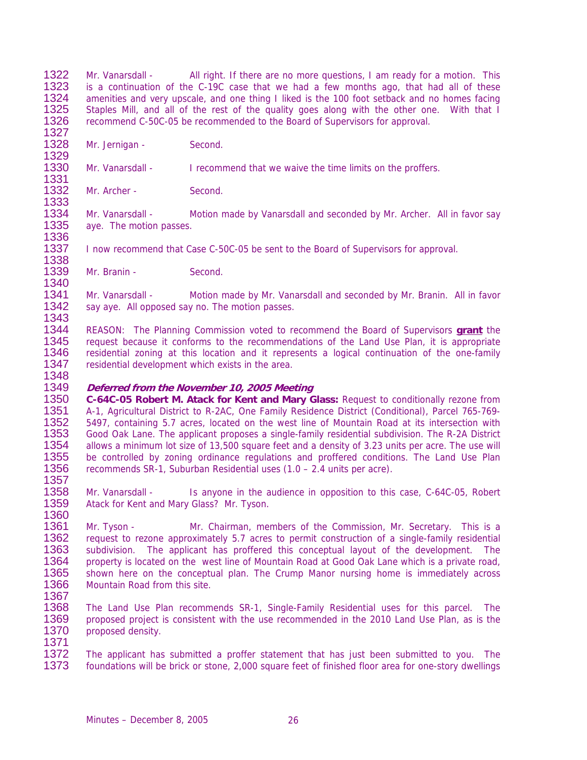Mr. Vanarsdall - All right. If there are no more questions, I am ready for a motion. This is a continuation of the C-19C case that we had a few months ago, that had all of these amenities and very upscale, and one thing I liked is the 100 foot setback and no homes facing Staples Mill, and all of the rest of the quality goes along with the other one. With that I recommend C-50C-05 be recommended to the Board of Supervisors for approval.

Mr. Jernigan - Second.

Mr. Vanarsdall - I recommend that we waive the time limits on the proffers.

Mr. Archer - Second.

Mr. Vanarsdall - Motion made by Vanarsdall and seconded by Mr. Archer. All in favor say aye. The motion passes.

I now recommend that Case C-50C-05 be sent to the Board of Supervisors for approval.

Mr. Branin - Second.

Mr. Vanarsdall - Motion made by Mr. Vanarsdall and seconded by Mr. Branin. All in favor say aye. All opposed say no. The motion passes.

REASON: The Planning Commission voted to recommend the Board of Supervisors **grant** the request because it conforms to the recommendations of the Land Use Plan, it is appropriate residential zoning at this location and it represents a logical continuation of the one-family residential development which exists in the area.

***Deferred from the November 10, 2005 Meeting***

**C-64C-05 Robert M. Atack for Kent and Mary Glass:** Request to conditionally rezone from A-1, Agricultural District to R-2AC, One Family Residence District (Conditional), Parcel 765-769-5497, containing 5.7 acres, located on the west line of Mountain Road at its intersection with Good Oak Lane. The applicant proposes a single-family residential subdivision. The R-2A District allows a minimum lot size of 13,500 square feet and a density of 3.23 units per acre. The use will be controlled by zoning ordinance regulations and proffered conditions. The Land Use Plan recommends SR-1, Suburban Residential uses (1.0 – 2.4 units per acre).

Mr. Vanarsdall - Is anyone in the audience in opposition to this case, C-64C-05, Robert Atack for Kent and Mary Glass? Mr. Tyson.

Mr. Tyson - Mr. Chairman, members of the Commission, Mr. Secretary. This is a request to rezone approximately 5.7 acres to permit construction of a single-family residential subdivision. The applicant has proffered this conceptual layout of the development. The property is located on the west line of Mountain Road at Good Oak Lane which is a private road, shown here on the conceptual plan. The Crump Manor nursing home is immediately across Mountain Road from this site.

The Land Use Plan recommends SR-1, Single-Family Residential uses for this parcel. The proposed project is consistent with the use recommended in the 2010 Land Use Plan, as is the proposed density.

The applicant has submitted a proffer statement that has just been submitted to you. The foundations will be brick or stone, 2,000 square feet of finished floor area for one-story dwellings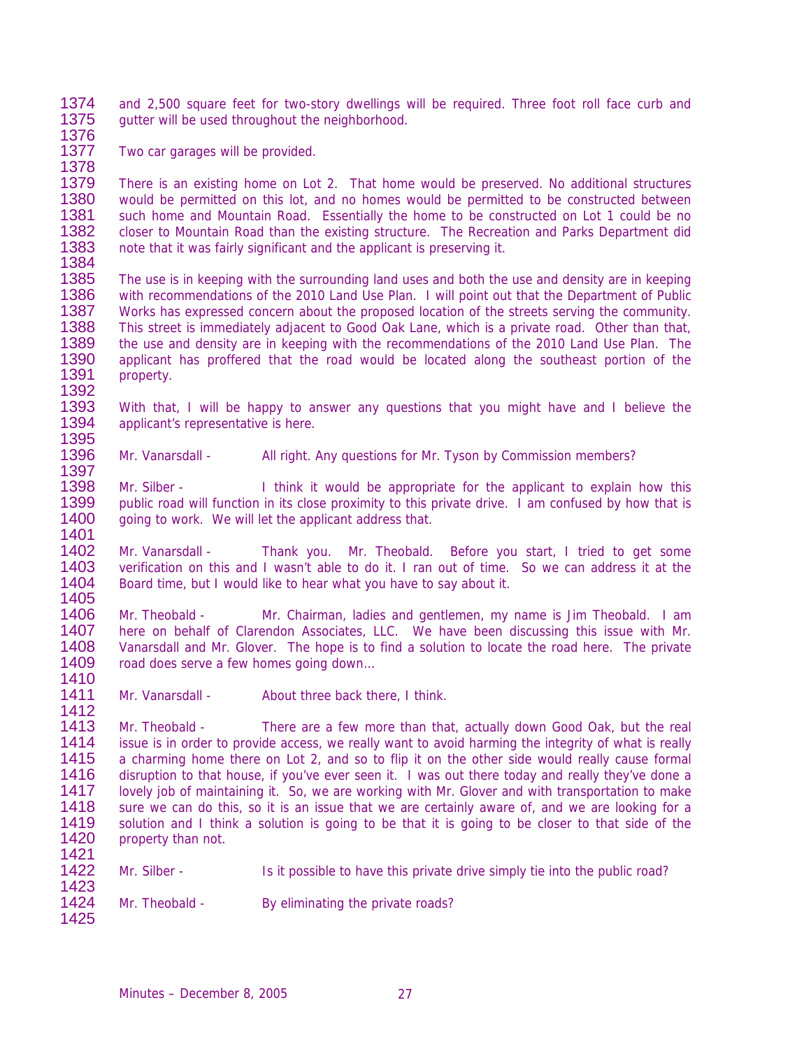and 2,500 square feet for two-story dwellings will be required. Three foot roll face curb and gutter will be used throughout the neighborhood.

Two car garages will be provided.

There is an existing home on Lot 2. That home would be preserved. No additional structures would be permitted on this lot, and no homes would be permitted to be constructed between such home and Mountain Road. Essentially the home to be constructed on Lot 1 could be no closer to Mountain Road than the existing structure. The Recreation and Parks Department did note that it was fairly significant and the applicant is preserving it.

The use is in keeping with the surrounding land uses and both the use and density are in keeping with recommendations of the 2010 Land Use Plan. I will point out that the Department of Public Works has expressed concern about the proposed location of the streets serving the community. This street is immediately adjacent to Good Oak Lane, which is a private road. Other than that, the use and density are in keeping with the recommendations of the 2010 Land Use Plan. The applicant has proffered that the road would be located along the southeast portion of the property.

With that, I will be happy to answer any questions that you might have and I believe the applicant's representative is here.

Mr. Vanarsdall - All right. Any questions for Mr. Tyson by Commission members?

Mr. Silber - I think it would be appropriate for the applicant to explain how this public road will function in its close proximity to this private drive. I am confused by how that is going to work. We will let the applicant address that.

Mr. Vanarsdall - Thank you. Mr. Theobald. Before you start, I tried to get some verification on this and I wasn't able to do it. I ran out of time. So we can address it at the Board time, but I would like to hear what you have to say about it.

Mr. Theobald - Mr. Chairman, ladies and gentlemen, my name is Jim Theobald. I am here on behalf of Clarendon Associates, LLC. We have been discussing this issue with Mr. Vanarsdall and Mr. Glover. The hope is to find a solution to locate the road here. The private road does serve a few homes going down…

Mr. Vanarsdall - About three back there, I think.

Mr. Theobald - There are a few more than that, actually down Good Oak, but the real issue is in order to provide access, we really want to avoid harming the integrity of what is really a charming home there on Lot 2, and so to flip it on the other side would really cause formal disruption to that house, if you've ever seen it. I was out there today and really they've done a lovely job of maintaining it. So, we are working with Mr. Glover and with transportation to make sure we can do this, so it is an issue that we are certainly aware of, and we are looking for a solution and I think a solution is going to be that it is going to be closer to that side of the property than not.

Mr. Silber - Is it possible to have this private drive simply tie into the public road?

Mr. Theobald - By eliminating the private roads?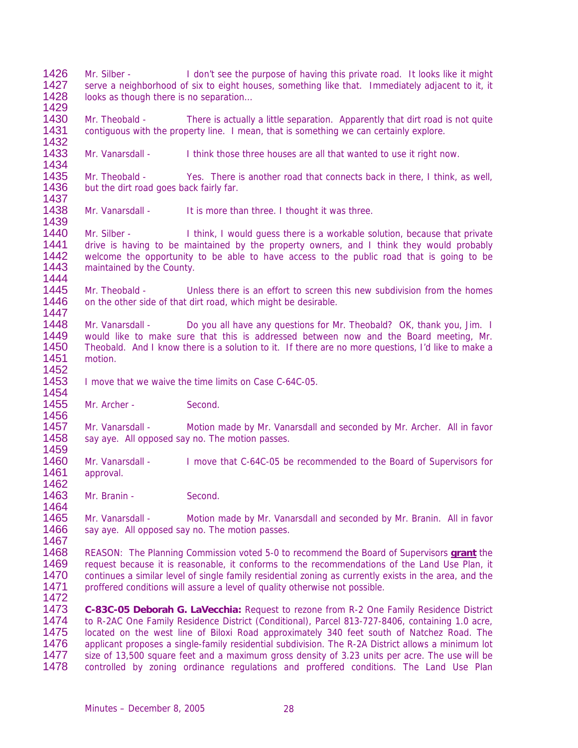Mr. Silber - I don't see the purpose of having this private road. It looks like it might serve a neighborhood of six to eight houses, something like that. Immediately adjacent to it, it looks as though there is no separation…

Mr. Theobald - There is actually a little separation. Apparently that dirt road is not quite contiguous with the property line. I mean, that is something we can certainly explore.

Mr. Vanarsdall - I think those three houses are all that wanted to use it right now.

Mr. Theobald - Yes. There is another road that connects back in there, I think, as well, but the dirt road goes back fairly far.

Mr. Vanarsdall - It is more than three. I thought it was three.

Mr. Silber - I think, I would guess there is a workable solution, because that private drive is having to be maintained by the property owners, and I think they would probably welcome the opportunity to be able to have access to the public road that is going to be maintained by the County.

Mr. Theobald - Unless there is an effort to screen this new subdivision from the homes on the other side of that dirt road, which might be desirable.

Mr. Vanarsdall - Do you all have any questions for Mr. Theobald? OK, thank you, Jim. I would like to make sure that this is addressed between now and the Board meeting, Mr. Theobald. And I know there is a solution to it. If there are no more questions, I'd like to make a motion.

I move that we waive the time limits on Case C-64C-05.

Mr. Archer - Second.

Mr. Vanarsdall - Motion made by Mr. Vanarsdall and seconded by Mr. Archer. All in favor say aye. All opposed say no. The motion passes.

Mr. Vanarsdall - I move that C-64C-05 be recommended to the Board of Supervisors for approval.

Mr. Branin - Second.

Mr. Vanarsdall - Motion made by Mr. Vanarsdall and seconded by Mr. Branin. All in favor say aye. All opposed say no. The motion passes.

REASON: The Planning Commission voted 5-0 to recommend the Board of Supervisors **grant** the request because it is reasonable, it conforms to the recommendations of the Land Use Plan, it continues a similar level of single family residential zoning as currently exists in the area, and the proffered conditions will assure a level of quality otherwise not possible.

**C-83C-05 Deborah G. LaVecchia:** Request to rezone from R-2 One Family Residence District to R-2AC One Family Residence District (Conditional), Parcel 813-727-8406, containing 1.0 acre, located on the west line of Biloxi Road approximately 340 feet south of Natchez Road. The applicant proposes a single-family residential subdivision. The R-2A District allows a minimum lot size of 13,500 square feet and a maximum gross density of 3.23 units per acre. The use will be controlled by zoning ordinance regulations and proffered conditions. The Land Use Plan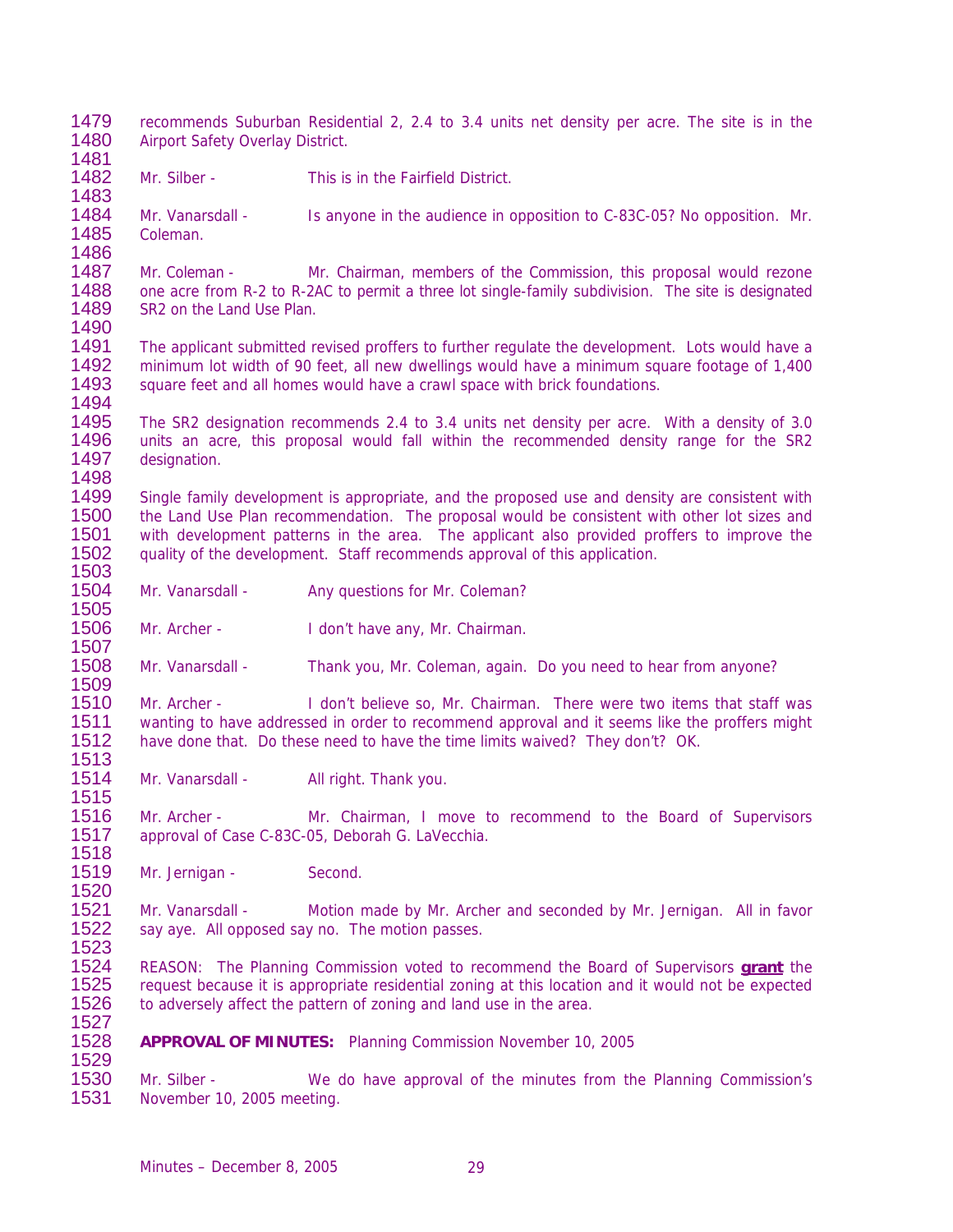recommends Suburban Residential 2, 2.4 to 3.4 units net density per acre. The site is in the Airport Safety Overlay District.

Mr. Silber - This is in the Fairfield District.

Mr. Vanarsdall - Is anyone in the audience in opposition to C-83C-05? No opposition. Mr. Coleman.

Mr. Coleman - Mr. Chairman, members of the Commission, this proposal would rezone one acre from R-2 to R-2AC to permit a three lot single-family subdivision. The site is designated SR2 on the Land Use Plan.

The applicant submitted revised proffers to further regulate the development. Lots would have a minimum lot width of 90 feet, all new dwellings would have a minimum square footage of 1,400 square feet and all homes would have a crawl space with brick foundations.

The SR2 designation recommends 2.4 to 3.4 units net density per acre. With a density of 3.0 units an acre, this proposal would fall within the recommended density range for the SR2 designation.

Single family development is appropriate, and the proposed use and density are consistent with the Land Use Plan recommendation. The proposal would be consistent with other lot sizes and with development patterns in the area. The applicant also provided proffers to improve the quality of the development. Staff recommends approval of this application.

Mr. Vanarsdall - Any questions for Mr. Coleman?

Mr. Archer - I don't have any, Mr. Chairman.

Mr. Vanarsdall - Thank you, Mr. Coleman, again. Do you need to hear from anyone?

Mr. Archer - I don't believe so, Mr. Chairman. There were two items that staff was wanting to have addressed in order to recommend approval and it seems like the proffers might have done that. Do these need to have the time limits waived? They don't? OK.

Mr. Vanarsdall - All right. Thank you.

Mr. Archer - Mr. Chairman, I move to recommend to the Board of Supervisors approval of Case C-83C-05, Deborah G. LaVecchia.

Mr. Jernigan - Second.

Mr. Vanarsdall - Motion made by Mr. Archer and seconded by Mr. Jernigan. All in favor say aye. All opposed say no. The motion passes.

REASON: The Planning Commission voted to recommend the Board of Supervisors **grant** the request because it is appropriate residential zoning at this location and it would not be expected to adversely affect the pattern of zoning and land use in the area.

**APPROVAL OF MINUTES:** Planning Commission November 10, 2005

Mr. Silber - We do have approval of the minutes from the Planning Commission's November 10, 2005 meeting.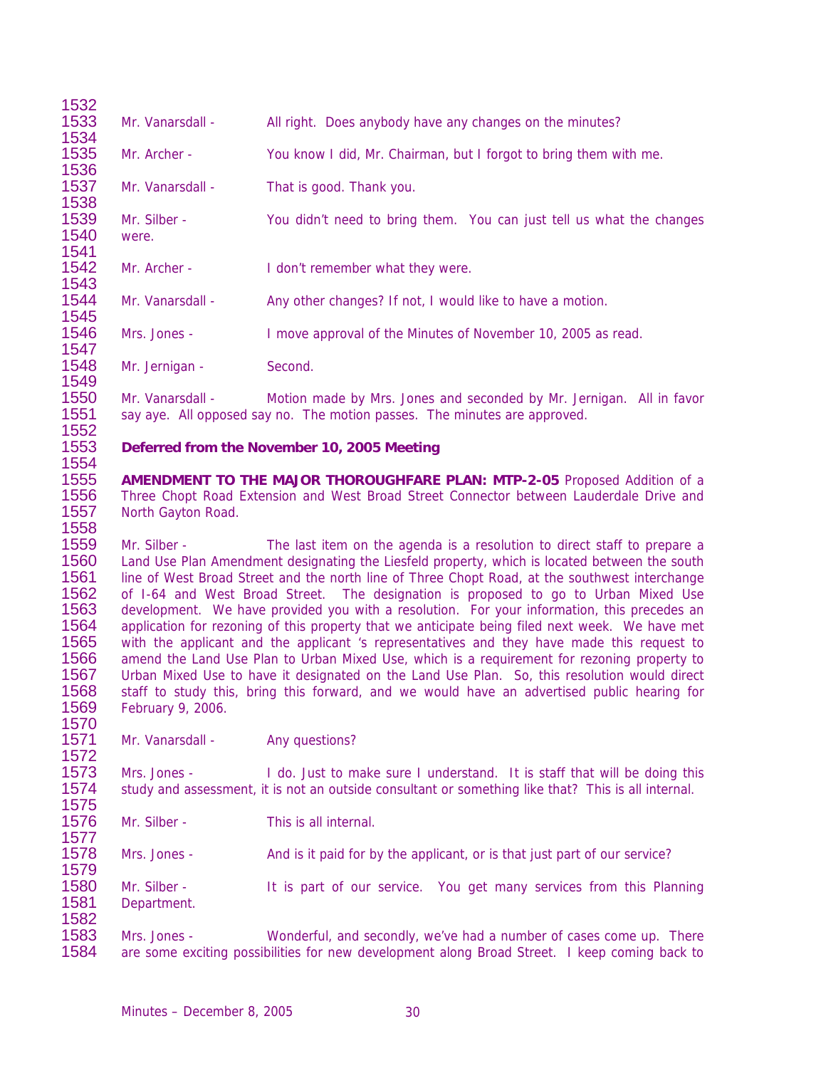Mr. Vanarsdall - All right. Does anybody have any changes on the minutes?

Mr. Archer - You know I did, Mr. Chairman, but I forgot to bring them with me.

Mr. Vanarsdall - That is good. Thank you.

Mr. Silber - You didn't need to bring them. You can just tell us what the changes were.

Mr. Archer - I don't remember what they were.

Mr. Vanarsdall - Any other changes? If not, I would like to have a motion.

Mrs. Jones - I move approval of the Minutes of November 10, 2005 as read.

Mr. Jernigan - Second.

Mr. Vanarsdall - Motion made by Mrs. Jones and seconded by Mr. Jernigan. All in favor say aye. All opposed say no. The motion passes. The minutes are approved.

**Deferred from the November 10, 2005 Meeting**

**AMENDMENT TO THE MAJOR THOROUGHFARE PLAN: MTP-2-05** Proposed Addition of a Three Chopt Road Extension and West Broad Street Connector between Lauderdale Drive and North Gayton Road.

Mr. Silber - The last item on the agenda is a resolution to direct staff to prepare a Land Use Plan Amendment designating the Liesfeld property, which is located between the south line of West Broad Street and the north line of Three Chopt Road, at the southwest interchange of I-64 and West Broad Street. The designation is proposed to go to Urban Mixed Use development. We have provided you with a resolution. For your information, this precedes an application for rezoning of this property that we anticipate being filed next week. We have met with the applicant and the applicant 's representatives and they have made this request to amend the Land Use Plan to Urban Mixed Use, which is a requirement for rezoning property to Urban Mixed Use to have it designated on the Land Use Plan. So, this resolution would direct staff to study this, bring this forward, and we would have an advertised public hearing for February 9, 2006.

Mr. Vanarsdall - Any questions?

Mrs. Jones - I do. Just to make sure I understand. It is staff that will be doing this study and assessment, it is not an outside consultant or something like that? This is all internal.

Mr. Silber - This is all internal.

Mrs. Jones - And is it paid for by the applicant, or is that just part of our service?

Mr. Silber - It is part of our service. You get many services from this Planning Department.

Mrs. Jones - Wonderful, and secondly, we've had a number of cases come up. There are some exciting possibilities for new development along Broad Street. I keep coming back to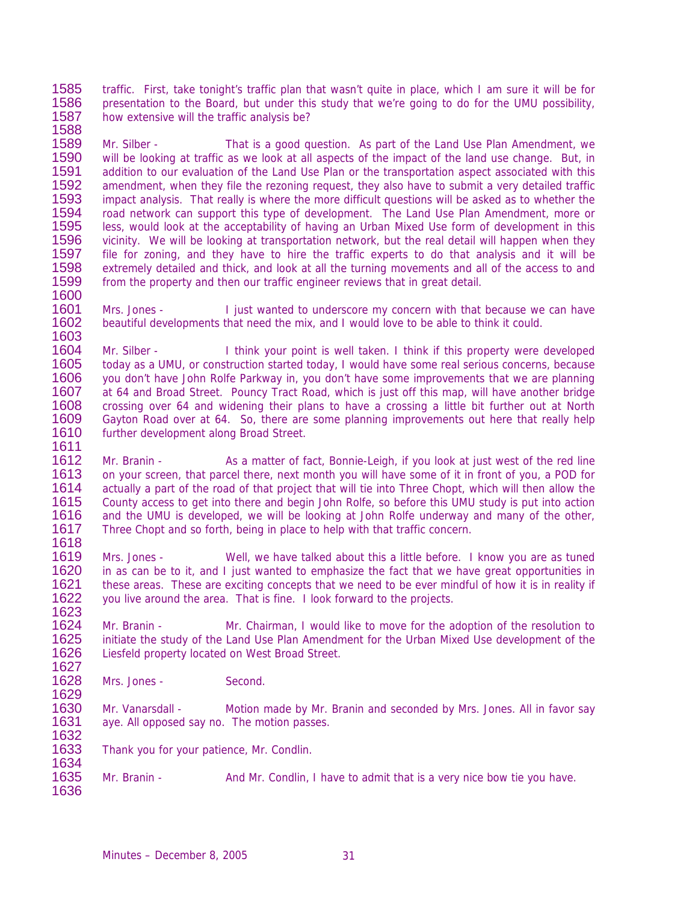traffic. First, take tonight's traffic plan that wasn't quite in place, which I am sure it will be for presentation to the Board, but under this study that we're going to do for the UMU possibility, how extensive will the traffic analysis be?

Mr. Silber - That is a good question. As part of the Land Use Plan Amendment, we will be looking at traffic as we look at all aspects of the impact of the land use change. But, in addition to our evaluation of the Land Use Plan or the transportation aspect associated with this amendment, when they file the rezoning request, they also have to submit a very detailed traffic impact analysis. That really is where the more difficult questions will be asked as to whether the road network can support this type of development. The Land Use Plan Amendment, more or less, would look at the acceptability of having an Urban Mixed Use form of development in this vicinity. We will be looking at transportation network, but the real detail will happen when they file for zoning, and they have to hire the traffic experts to do that analysis and it will be extremely detailed and thick, and look at all the turning movements and all of the access to and from the property and then our traffic engineer reviews that in great detail.

Mrs. Jones - I just wanted to underscore my concern with that because we can have beautiful developments that need the mix, and I would love to be able to think it could.

Mr. Silber - I think your point is well taken. I think if this property were developed today as a UMU, or construction started today, I would have some real serious concerns, because you don't have John Rolfe Parkway in, you don't have some improvements that we are planning at 64 and Broad Street. Pouncy Tract Road, which is just off this map, will have another bridge crossing over 64 and widening their plans to have a crossing a little bit further out at North Gayton Road over at 64. So, there are some planning improvements out here that really help further development along Broad Street.

Mr. Branin - As a matter of fact, Bonnie-Leigh, if you look at just west of the red line on your screen, that parcel there, next month you will have some of it in front of you, a POD for actually a part of the road of that project that will tie into Three Chopt, which will then allow the County access to get into there and begin John Rolfe, so before this UMU study is put into action and the UMU is developed, we will be looking at John Rolfe underway and many of the other, Three Chopt and so forth, being in place to help with that traffic concern.

Mrs. Jones - Well, we have talked about this a little before. I know you are as tuned in as can be to it, and I just wanted to emphasize the fact that we have great opportunities in these areas. These are exciting concepts that we need to be ever mindful of how it is in reality if you live around the area. That is fine. I look forward to the projects.

Mr. Branin - Mr. Chairman, I would like to move for the adoption of the resolution to initiate the study of the Land Use Plan Amendment for the Urban Mixed Use development of the Liesfeld property located on West Broad Street.

Mrs. Jones - Second.

Mr. Vanarsdall - Motion made by Mr. Branin and seconded by Mrs. Jones. All in favor say aye. All opposed say no. The motion passes.

Thank you for your patience, Mr. Condlin.

Mr. Branin - And Mr. Condlin, I have to admit that is a very nice bow tie you have.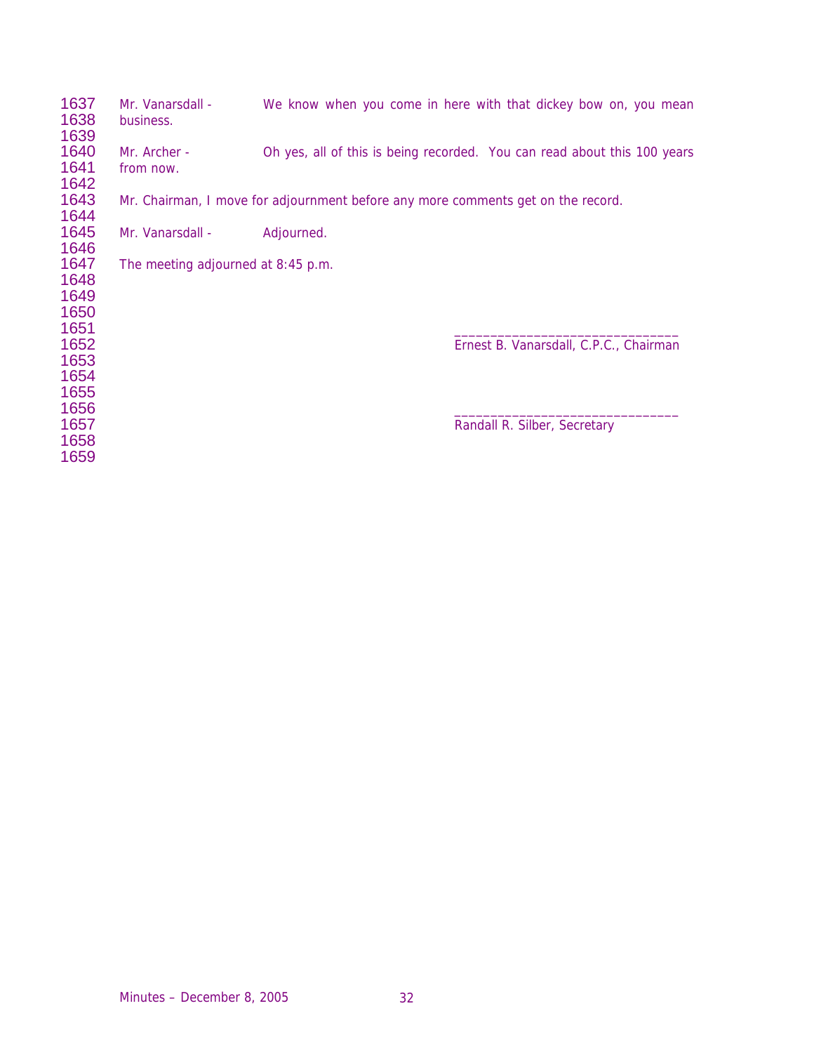Mr. Vanarsdall - We know when you come in here with that dickey bow on, you mean business.

Mr. Archer - Oh yes, all of this is being recorded. You can read about this 100 years from now.

Mr. Chairman, I move for adjournment before any more comments get on the record.

Mr. Vanarsdall - Adjourned.

The meeting adjourned at 8:45 p.m.

_______________________________
Ernest B. Vanarsdall, C.P.C., Chairman

_______________________________
Randall R. Silber, Secretary